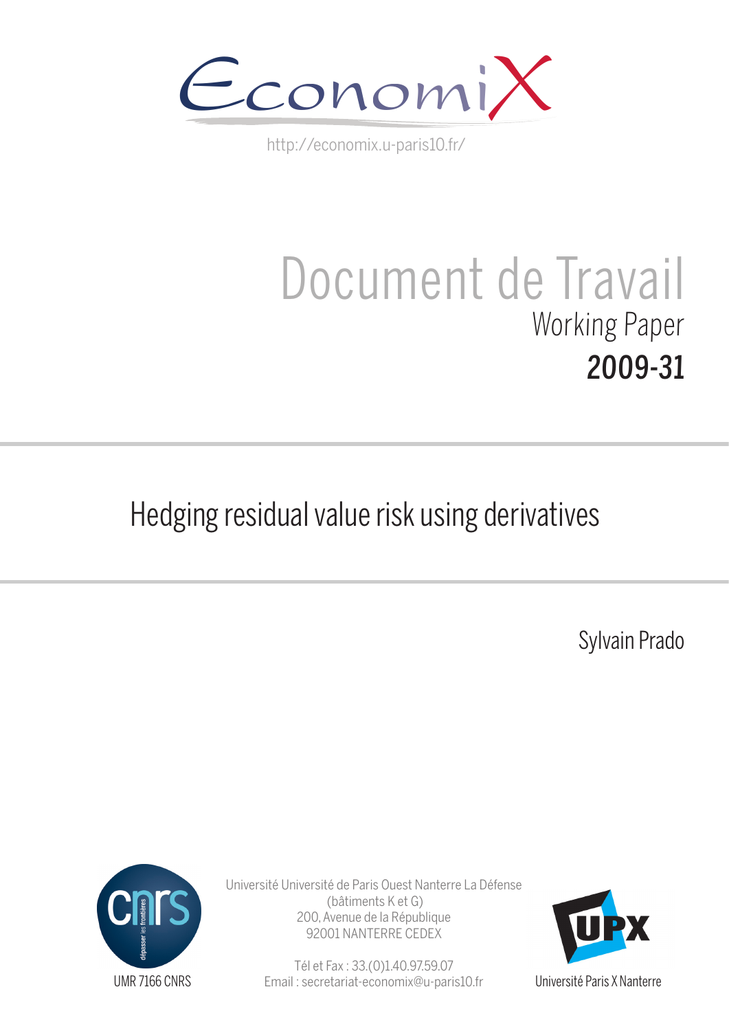EconomiX

http://economix.u-paris10.fr/

# Document de Travail

Working Paper

**2009-31**

## Hedging residual value risk using derivatives

Sylvain Prado

UMR 7166 CNRS

Université Université de Paris Ouest Nanterre La Défense
(bâtiments K et G)
200, Avenue de la République
92001 NANTERRE CEDEX

Tél et Fax : 33.(0)1.40.97.59.07
Email : secretariat-economix@u-paris10.fr

Université Paris X Nanterre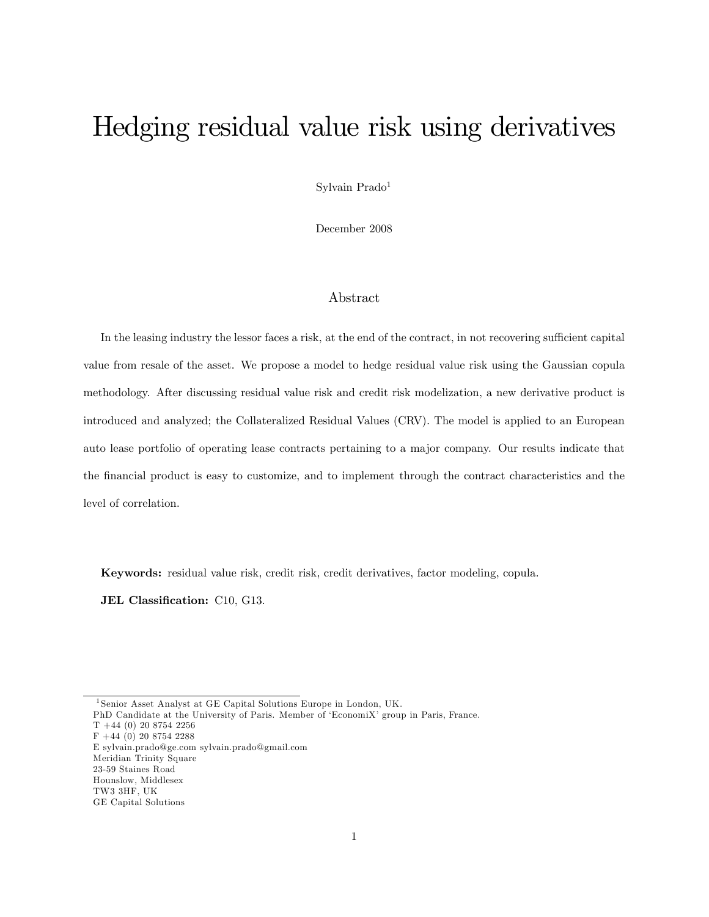# Hedging residual value risk using derivatives

Sylvain Prado[1]

December 2008

## Abstract

In the leasing industry the lessor faces a risk, at the end of the contract, in not recovering sufficient capital value from resale of the asset. We propose a model to hedge residual value risk using the Gaussian copula methodology. After discussing residual value risk and credit risk modelization, a new derivative product is introduced and analyzed; the Collateralized Residual Values (CRV). The model is applied to an European auto lease portfolio of operating lease contracts pertaining to a major company. Our results indicate that the financial product is easy to customize, and to implement through the contract characteristics and the level of correlation.

**Keywords:** residual value risk, credit risk, credit derivatives, factor modeling, copula.

**JEL Classification:** C10, G13.

---

[1] Senior Asset Analyst at GE Capital Solutions Europe in London, UK.
PhD Candidate at the University of Paris. Member of 'EconomiX' group in Paris, France.
T +44 (0) 20 8754 2256
F +44 (0) 20 8754 2288
E sylvain.prado@ge.com sylvain.prado@gmail.com
Meridian Trinity Square
23-59 Staines Road
Hounslow, Middlesex
TW3 3HF, UK
GE Capital Solutions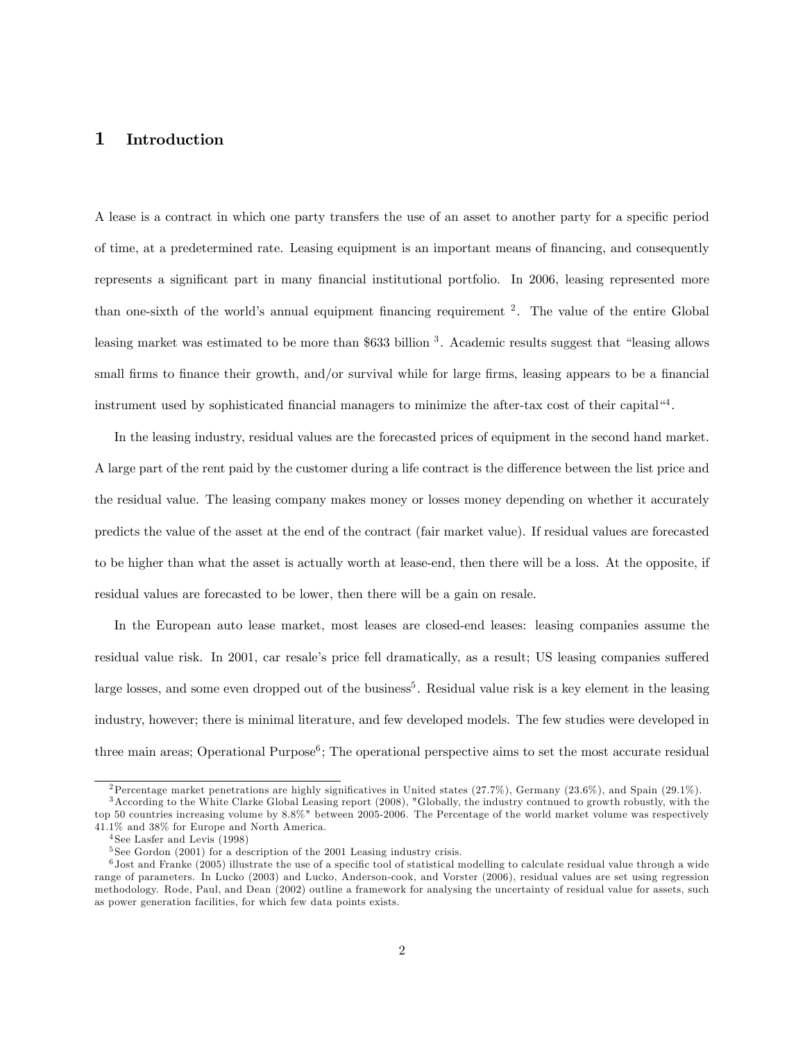# 1 Introduction

A lease is a contract in which one party transfers the use of an asset to another party for a specific period of time, at a predetermined rate. Leasing equipment is an important means of financing, and consequently represents a significant part in many financial institutional portfolio. In 2006, leasing represented more than one-sixth of the world's annual equipment financing requirement [2]. The value of the entire Global leasing market was estimated to be more than $633 billion [3]. Academic results suggest that "leasing allows small firms to finance their growth, and/or survival while for large firms, leasing appears to be a financial instrument used by sophisticated financial managers to minimize the after-tax cost of their capital"[4].

In the leasing industry, residual values are the forecasted prices of equipment in the second hand market. A large part of the rent paid by the customer during a life contract is the difference between the list price and the residual value. The leasing company makes money or losses money depending on whether it accurately predicts the value of the asset at the end of the contract (fair market value). If residual values are forecasted to be higher than what the asset is actually worth at lease-end, then there will be a loss. At the opposite, if residual values are forecasted to be lower, then there will be a gain on resale.

In the European auto lease market, most leases are closed-end leases: leasing companies assume the residual value risk. In 2001, car resale's price fell dramatically, as a result; US leasing companies suffered large losses, and some even dropped out of the business[5]. Residual value risk is a key element in the leasing industry, however; there is minimal literature, and few developed models. The few studies were developed in three main areas; Operational Purpose[6]; The operational perspective aims to set the most accurate residual

---

[2] Percentage market penetrations are highly significatives in United states (27.7%), Germany (23.6%), and Spain (29.1%).

[3] According to the White Clarke Global Leasing report (2008), "Globally, the industry contnued to growth robustly, with the top 50 countries increasing volume by 8.8%" between 2005-2006. The Percentage of the world market volume was respectively 41.1% and 38% for Europe and North America.

[4] See Lasfer and Levis (1998)

[5] See Gordon (2001) for a description of the 2001 Leasing industry crisis.

[6] Jost and Franke (2005) illustrate the use of a specific tool of statistical modelling to calculate residual value through a wide range of parameters. In Lucko (2003) and Lucko, Anderson-cook, and Vorster (2006), residual values are set using regression methodology. Rode, Paul, and Dean (2002) outline a framework for analysing the uncertainty of residual value for assets, such as power generation facilities, for which few data points exists.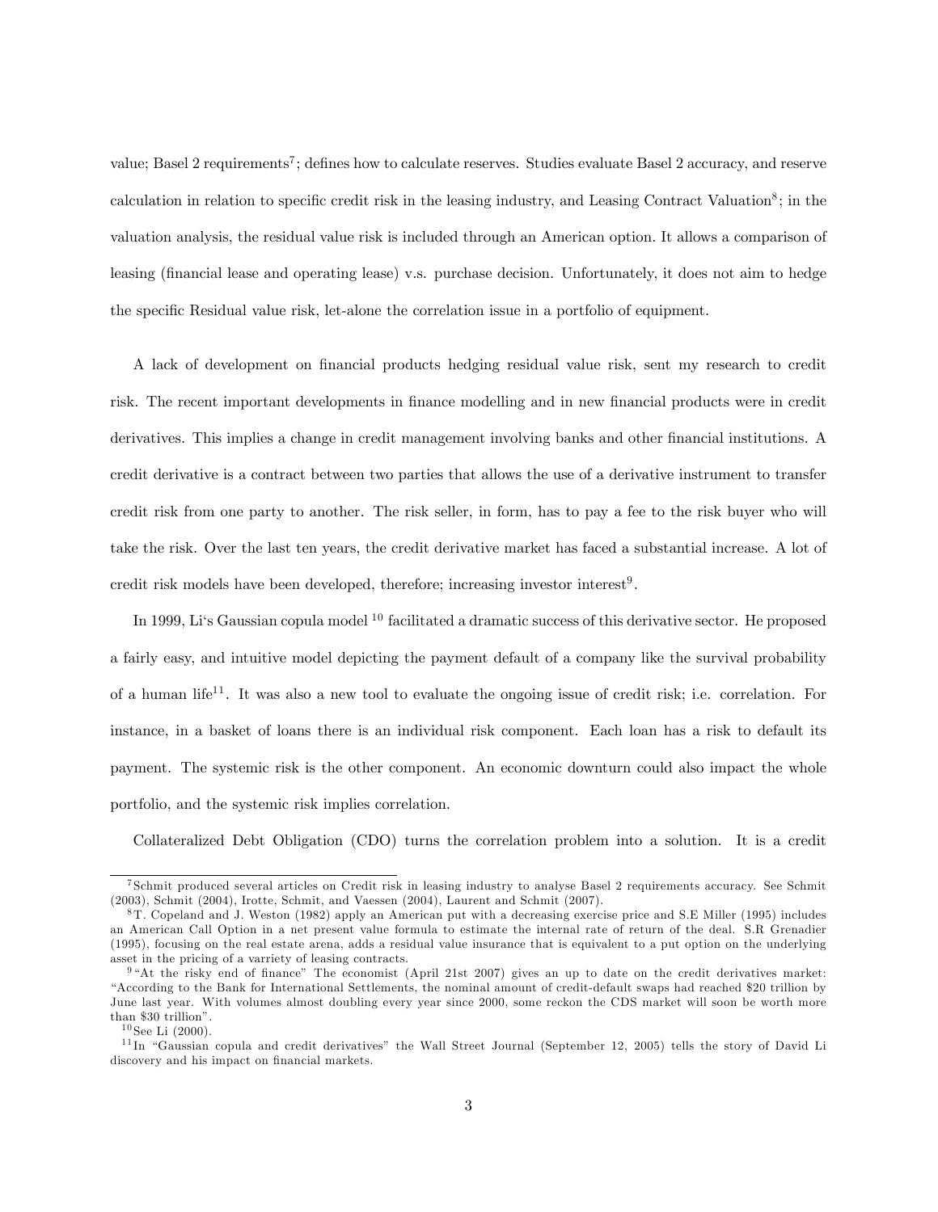value; Basel 2 requirements[7]; defines how to calculate reserves. Studies evaluate Basel 2 accuracy, and reserve calculation in relation to specific credit risk in the leasing industry, and Leasing Contract Valuation[8]; in the valuation analysis, the residual value risk is included through an American option. It allows a comparison of leasing (financial lease and operating lease) v.s. purchase decision. Unfortunately, it does not aim to hedge the specific Residual value risk, let-alone the correlation issue in a portfolio of equipment.

A lack of development on financial products hedging residual value risk, sent my research to credit risk. The recent important developments in finance modelling and in new financial products were in credit derivatives. This implies a change in credit management involving banks and other financial institutions. A credit derivative is a contract between two parties that allows the use of a derivative instrument to transfer credit risk from one party to another. The risk seller, in form, has to pay a fee to the risk buyer who will take the risk. Over the last ten years, the credit derivative market has faced a substantial increase. A lot of credit risk models have been developed, therefore; increasing investor interest[9].

In 1999, Li's Gaussian copula model [10] facilitated a dramatic success of this derivative sector. He proposed a fairly easy, and intuitive model depicting the payment default of a company like the survival probability of a human life[11]. It was also a new tool to evaluate the ongoing issue of credit risk; i.e. correlation. For instance, in a basket of loans there is an individual risk component. Each loan has a risk to default its payment. The systemic risk is the other component. An economic downturn could also impact the whole portfolio, and the systemic risk implies correlation.

Collateralized Debt Obligation (CDO) turns the correlation problem into a solution. It is a credit

---

[7] Schmit produced several articles on Credit risk in leasing industry to analyse Basel 2 requirements accuracy. See Schmit (2003), Schmit (2004), Irotte, Schmit, and Vaessen (2004), Laurent and Schmit (2007).

[8] T. Copeland and J. Weston (1982) apply an American put with a decreasing exercise price and S.E Miller (1995) includes an American Call Option in a net present value formula to estimate the internal rate of return of the deal. S.R Grenadier (1995), focusing on the real estate arena, adds a residual value insurance that is equivalent to a put option on the underlying asset in the pricing of a varriety of leasing contracts.

[9] "At the risky end of finance" The economist (April 21st 2007) gives an up to date on the credit derivatives market: "According to the Bank for International Settlements, the nominal amount of credit-default swaps had reached $20 trillion by June last year. With volumes almost doubling every year since 2000, some reckon the CDS market will soon be worth more than $30 trillion".

[10] See Li (2000).

[11] In "Gaussian copula and credit derivatives" the Wall Street Journal (September 12, 2005) tells the story of David Li discovery and his impact on financial markets.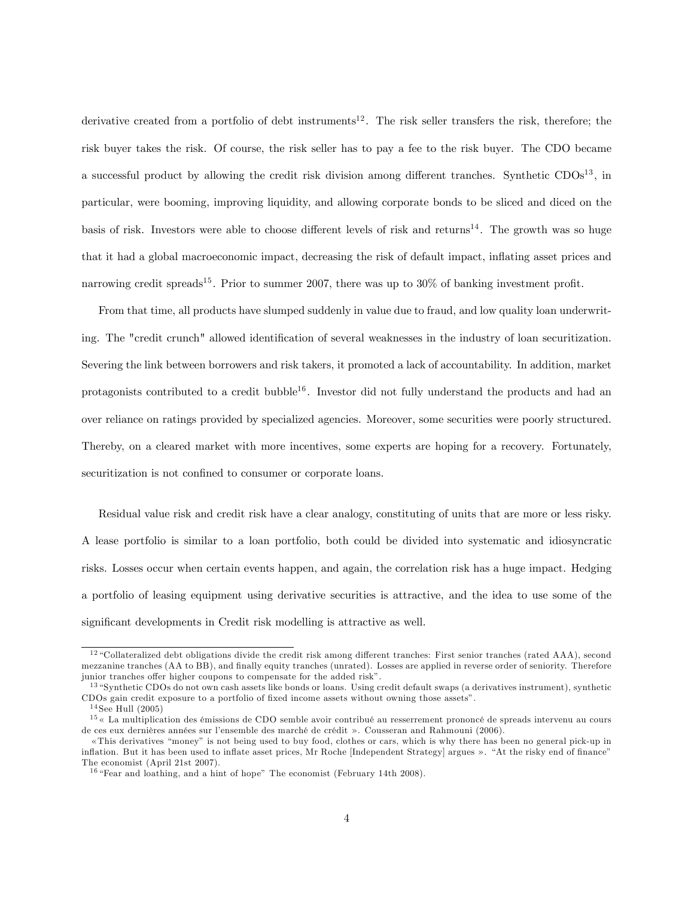derivative created from a portfolio of debt instruments[12]. The risk seller transfers the risk, therefore; the risk buyer takes the risk. Of course, the risk seller has to pay a fee to the risk buyer. The CDO became a successful product by allowing the credit risk division among different tranches. Synthetic CDOs[13], in particular, were booming, improving liquidity, and allowing corporate bonds to be sliced and diced on the basis of risk. Investors were able to choose different levels of risk and returns[14]. The growth was so huge that it had a global macroeconomic impact, decreasing the risk of default impact, inflating asset prices and narrowing credit spreads[15]. Prior to summer 2007, there was up to 30% of banking investment profit.

From that time, all products have slumped suddenly in value due to fraud, and low quality loan underwriting. The "credit crunch" allowed identification of several weaknesses in the industry of loan securitization. Severing the link between borrowers and risk takers, it promoted a lack of accountability. In addition, market protagonists contributed to a credit bubble[16]. Investor did not fully understand the products and had an over reliance on ratings provided by specialized agencies. Moreover, some securities were poorly structured. Thereby, on a cleared market with more incentives, some experts are hoping for a recovery. Fortunately, securitization is not confined to consumer or corporate loans.

Residual value risk and credit risk have a clear analogy, constituting of units that are more or less risky. A lease portfolio is similar to a loan portfolio, both could be divided into systematic and idiosyncratic risks. Losses occur when certain events happen, and again, the correlation risk has a huge impact. Hedging a portfolio of leasing equipment using derivative securities is attractive, and the idea to use some of the significant developments in Credit risk modelling is attractive as well.

---

[12] "Collateralized debt obligations divide the credit risk among different tranches: First senior tranches (rated AAA), second mezzanine tranches (AA to BB), and finally equity tranches (unrated). Losses are applied in reverse order of seniority. Therefore junior tranches offer higher coupons to compensate for the added risk".

[13] "Synthetic CDOs do not own cash assets like bonds or loans. Using credit default swaps (a derivatives instrument), synthetic CDOs gain credit exposure to a portfolio of fixed income assets without owning those assets".

[14] See Hull (2005)

[15] « La multiplication des émissions de CDO semble avoir contribué au resserrement prononcé de spreads intervenu au cours de ces eux dernières années sur l'ensemble des marché de crédit ». Cousseran and Rahmouni (2006).

«This derivatives "money" is not being used to buy food, clothes or cars, which is why there has been no general pick-up in inflation. But it has been used to inflate asset prices, Mr Roche [Independent Strategy] argues ». "At the risky end of finance" The economist (April 21st 2007).

[16] "Fear and loathing, and a hint of hope" The economist (February 14th 2008).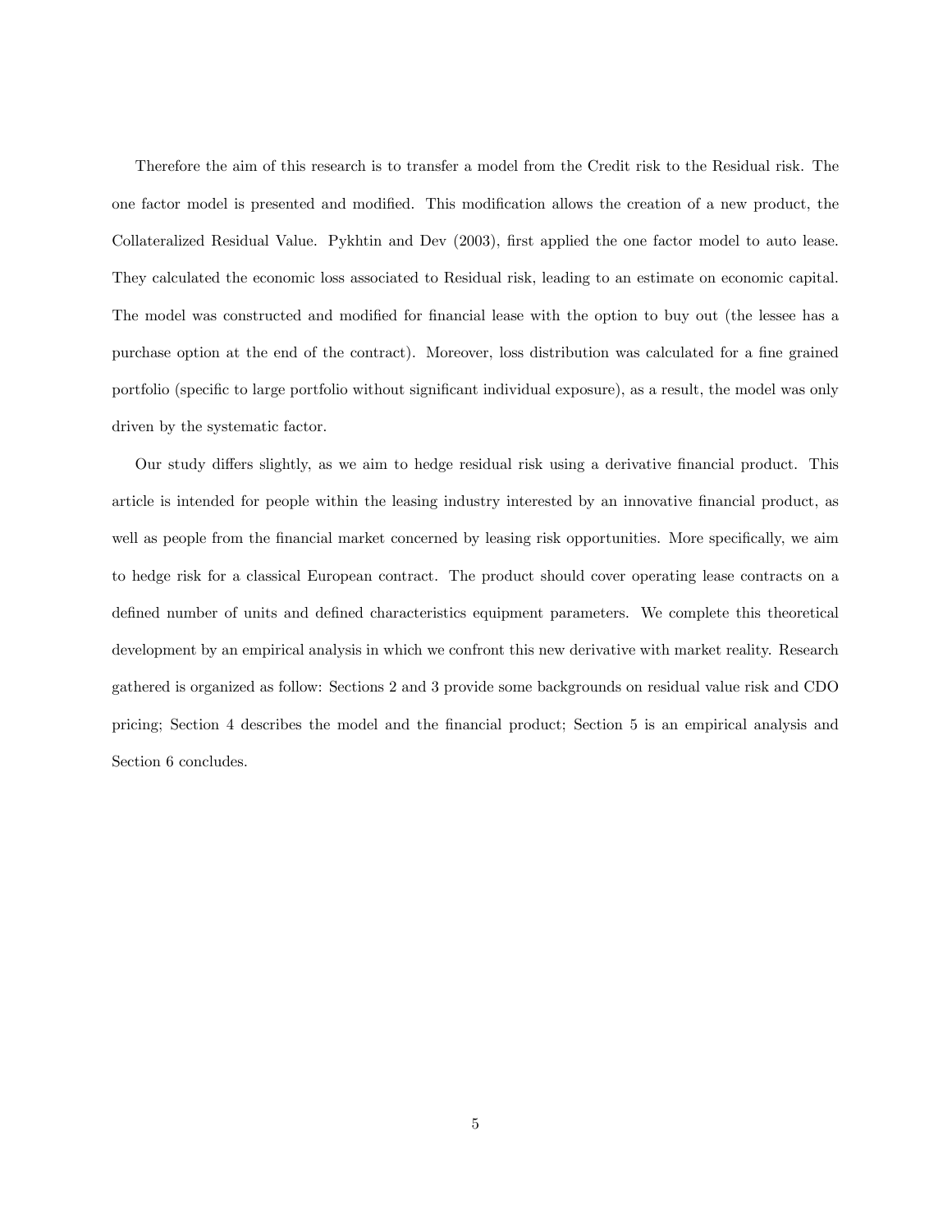Therefore the aim of this research is to transfer a model from the Credit risk to the Residual risk. The one factor model is presented and modified. This modification allows the creation of a new product, the Collateralized Residual Value. Pykhtin and Dev (2003), first applied the one factor model to auto lease. They calculated the economic loss associated to Residual risk, leading to an estimate on economic capital. The model was constructed and modified for financial lease with the option to buy out (the lessee has a purchase option at the end of the contract). Moreover, loss distribution was calculated for a fine grained portfolio (specific to large portfolio without significant individual exposure), as a result, the model was only driven by the systematic factor.

Our study differs slightly, as we aim to hedge residual risk using a derivative financial product. This article is intended for people within the leasing industry interested by an innovative financial product, as well as people from the financial market concerned by leasing risk opportunities. More specifically, we aim to hedge risk for a classical European contract. The product should cover operating lease contracts on a defined number of units and defined characteristics equipment parameters. We complete this theoretical development by an empirical analysis in which we confront this new derivative with market reality. Research gathered is organized as follow: Sections 2 and 3 provide some backgrounds on residual value risk and CDO pricing; Section 4 describes the model and the financial product; Section 5 is an empirical analysis and Section 6 concludes.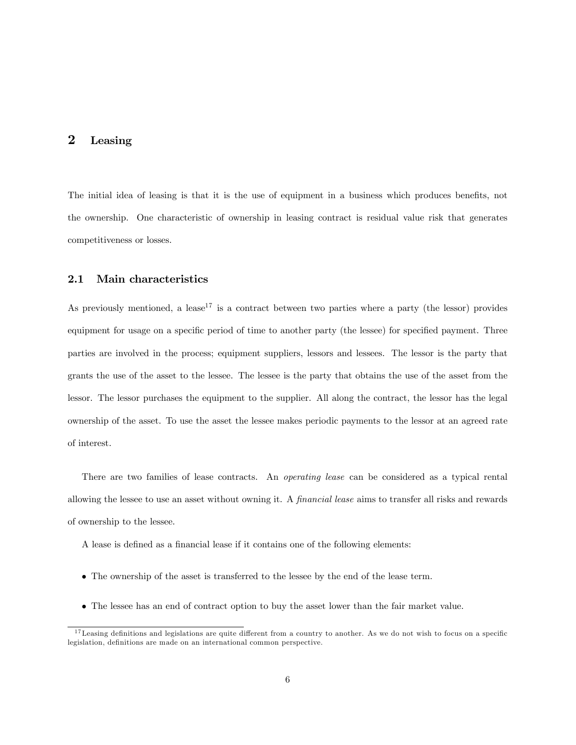## 2 Leasing

The initial idea of leasing is that it is the use of equipment in a business which produces benefits, not the ownership. One characteristic of ownership in leasing contract is residual value risk that generates competitiveness or losses.

### 2.1 Main characteristics

As previously mentioned, a lease[17] is a contract between two parties where a party (the lessor) provides equipment for usage on a specific period of time to another party (the lessee) for specified payment. Three parties are involved in the process; equipment suppliers, lessors and lessees. The lessor is the party that grants the use of the asset to the lessee. The lessee is the party that obtains the use of the asset from the lessor. The lessor purchases the equipment to the supplier. All along the contract, the lessor has the legal ownership of the asset. To use the asset the lessee makes periodic payments to the lessor at an agreed rate of interest.

There are two families of lease contracts. An *operating lease* can be considered as a typical rental allowing the lessee to use an asset without owning it. A *financial lease* aims to transfer all risks and rewards of ownership to the lessee.

A lease is defined as a financial lease if it contains one of the following elements:

- The ownership of the asset is transferred to the lessee by the end of the lease term.
- The lessee has an end of contract option to buy the asset lower than the fair market value.

[17] Leasing definitions and legislations are quite different from a country to another. As we do not wish to focus on a specific legislation, definitions are made on an international common perspective.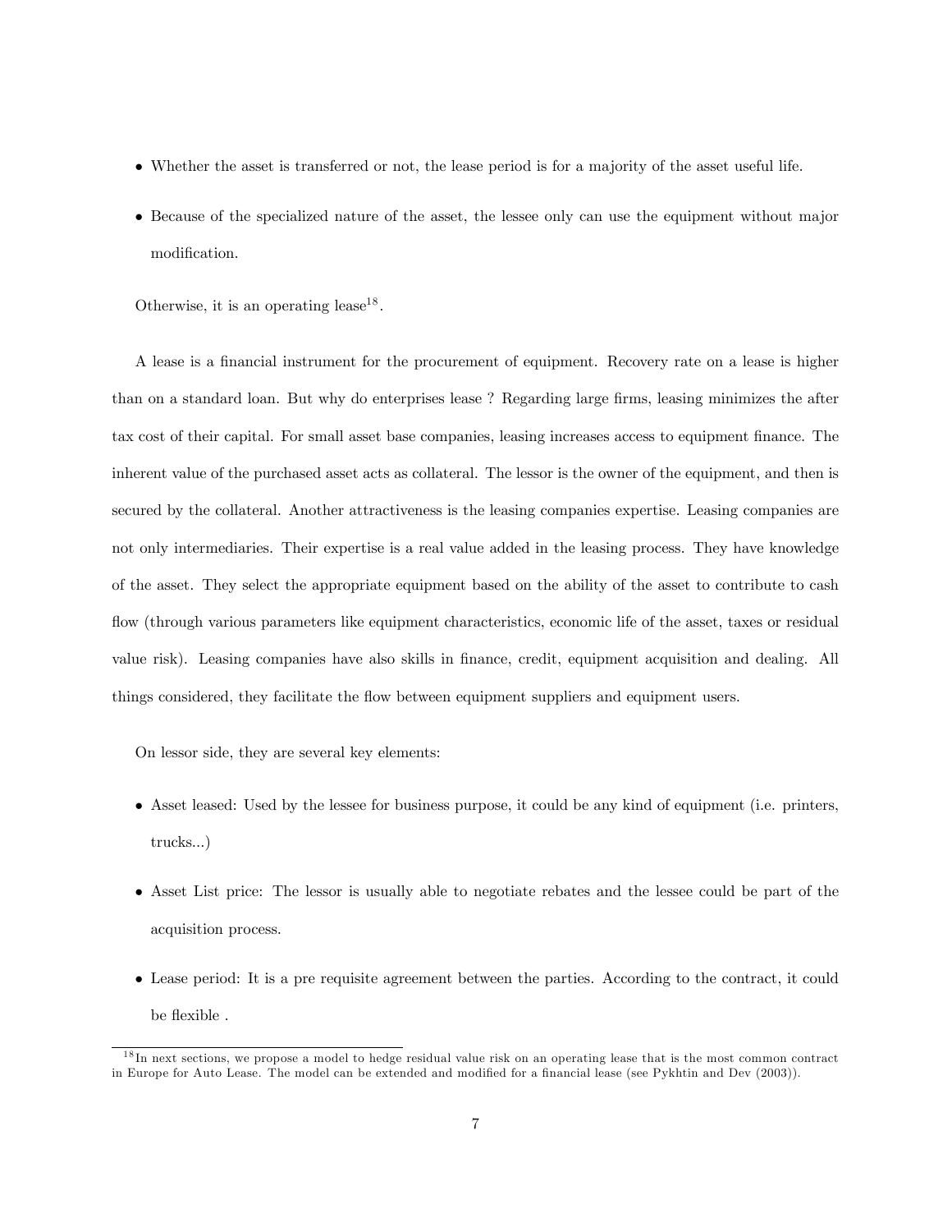- Whether the asset is transferred or not, the lease period is for a majority of the asset useful life.
- Because of the specialized nature of the asset, the lessee only can use the equipment without major modification.

Otherwise, it is an operating lease[18].

A lease is a financial instrument for the procurement of equipment. Recovery rate on a lease is higher than on a standard loan. But why do enterprises lease ? Regarding large firms, leasing minimizes the after tax cost of their capital. For small asset base companies, leasing increases access to equipment finance. The inherent value of the purchased asset acts as collateral. The lessor is the owner of the equipment, and then is secured by the collateral. Another attractiveness is the leasing companies expertise. Leasing companies are not only intermediaries. Their expertise is a real value added in the leasing process. They have knowledge of the asset. They select the appropriate equipment based on the ability of the asset to contribute to cash flow (through various parameters like equipment characteristics, economic life of the asset, taxes or residual value risk). Leasing companies have also skills in finance, credit, equipment acquisition and dealing. All things considered, they facilitate the flow between equipment suppliers and equipment users.

On lessor side, they are several key elements:

- Asset leased: Used by the lessee for business purpose, it could be any kind of equipment (i.e. printers, trucks...)
- Asset List price: The lessor is usually able to negotiate rebates and the lessee could be part of the acquisition process.
- Lease period: It is a pre requisite agreement between the parties. According to the contract, it could be flexible .

[18] In next sections, we propose a model to hedge residual value risk on an operating lease that is the most common contract in Europe for Auto Lease. The model can be extended and modified for a financial lease (see Pykhtin and Dev (2003)).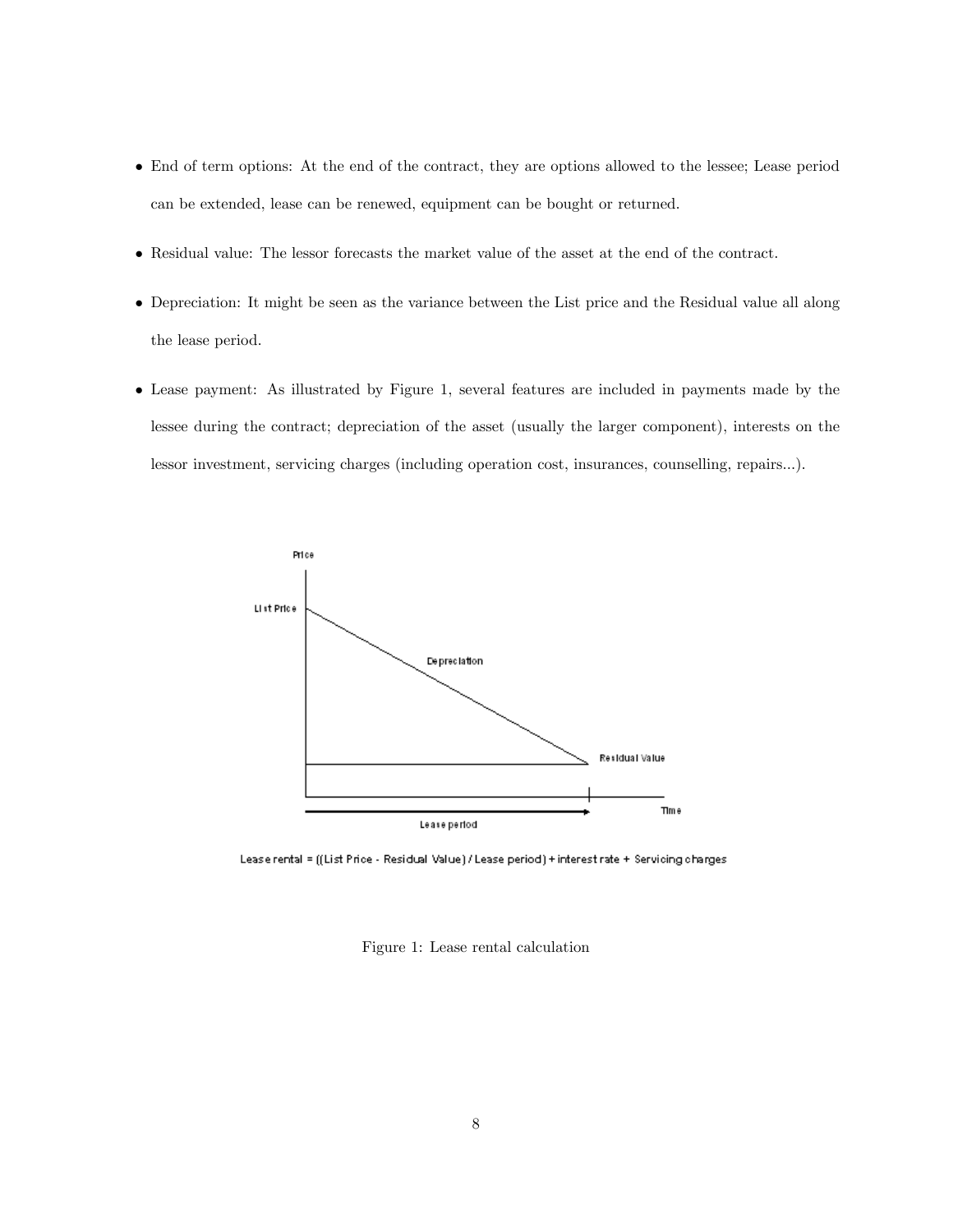- End of term options: At the end of the contract, they are options allowed to the lessee; Lease period can be extended, lease can be renewed, equipment can be bought or returned.
- Residual value: The lessor forecasts the market value of the asset at the end of the contract.
- Depreciation: It might be seen as the variance between the List price and the Residual value all along the lease period.
- Lease payment: As illustrated by Figure 1, several features are included in payments made by the lessee during the contract; depreciation of the asset (usually the larger component), interests on the lessor investment, servicing charges (including operation cost, insurances, counselling, repairs...).

Lease rental = ((List Price - Residual Value) / Lease period) + interest rate + Servicing charges

Figure 1: Lease rental calculation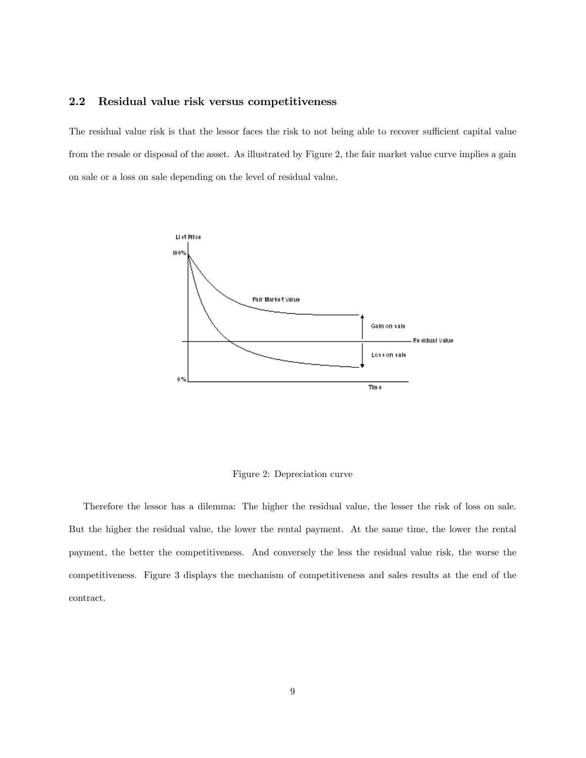### 2.2 Residual value risk versus competitiveness

The residual value risk is that the lessor faces the risk to not being able to recover sufficient capital value from the resale or disposal of the asset. As illustrated by Figure 2, the fair market value curve implies a gain on sale or a loss on sale depending on the level of residual value.

Figure 2: Depreciation curve

Therefore the lessor has a dilemma: The higher the residual value, the lesser the risk of loss on sale. But the higher the residual value, the lower the rental payment. At the same time, the lower the rental payment, the better the competitiveness. And conversely the less the residual value risk, the worse the competitiveness. Figure 3 displays the mechanism of competitiveness and sales results at the end of the contract.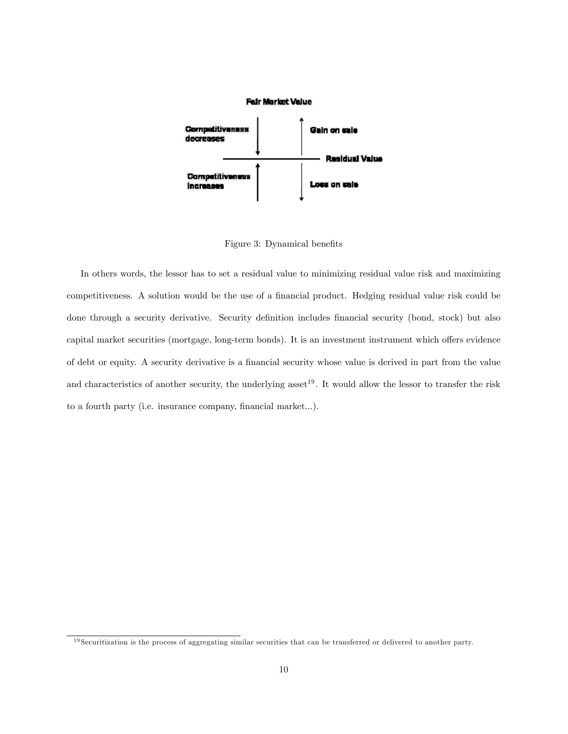Fair Market Value

Competitiveness decreases | Gain on sale

Residual Value

Competitiveness increases | Loss on sale

Figure 3: Dynamical benefits

In others words, the lessor has to set a residual value to minimizing residual value risk and maximizing competitiveness. A solution would be the use of a financial product. Hedging residual value risk could be done through a security derivative. Security definition includes financial security (bond, stock) but also capital market securities (mortgage, long-term bonds). It is an investment instrument which offers evidence of debt or equity. A security derivative is a financial security whose value is derived in part from the value and characteristics of another security, the underlying asset[19]. It would allow the lessor to transfer the risk to a fourth party (i.e. insurance company, financial market...).

[19] Securitization is the process of aggregating similar securities that can be transferred or delivered to another party.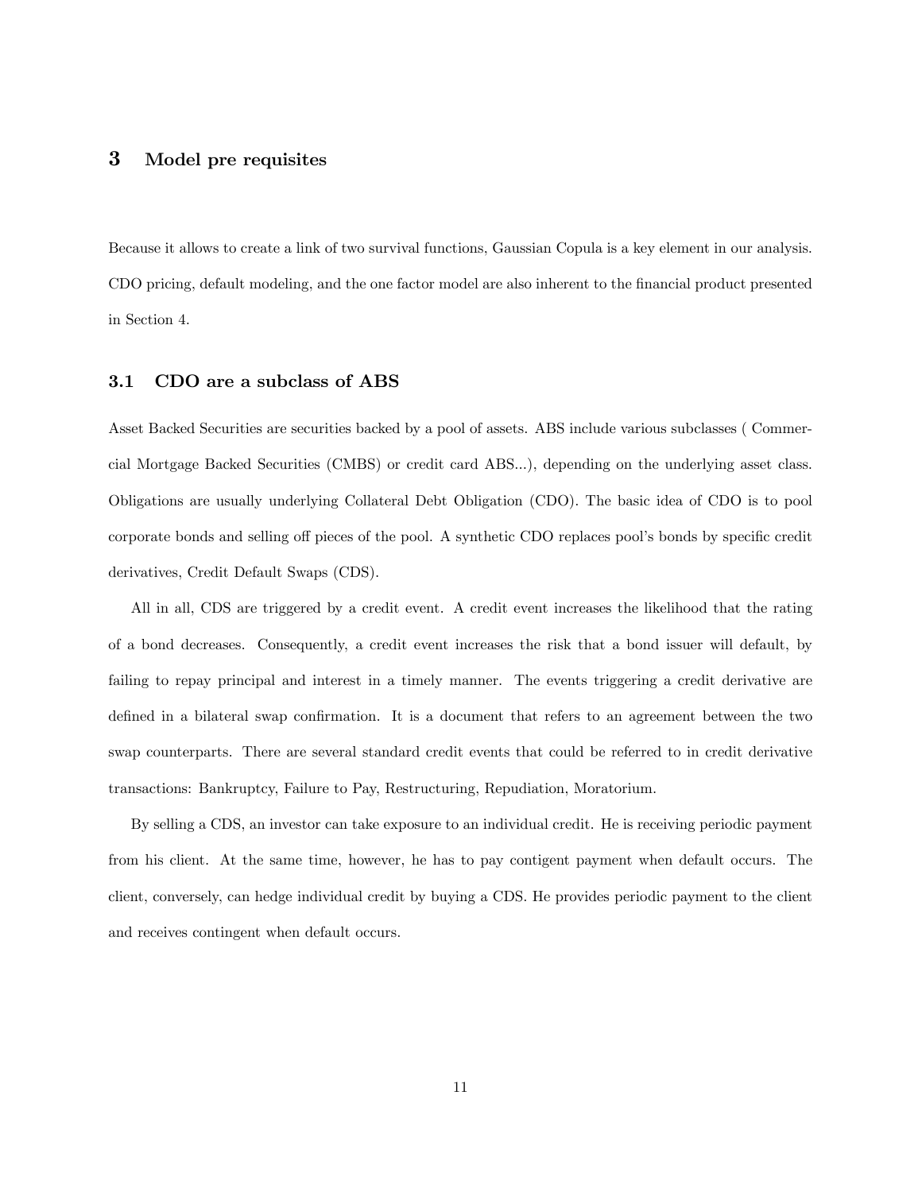## 3 Model pre requisites

Because it allows to create a link of two survival functions, Gaussian Copula is a key element in our analysis. CDO pricing, default modeling, and the one factor model are also inherent to the financial product presented in Section 4.

### 3.1 CDO are a subclass of ABS

Asset Backed Securities are securities backed by a pool of assets. ABS include various subclasses ( Commercial Mortgage Backed Securities (CMBS) or credit card ABS...), depending on the underlying asset class. Obligations are usually underlying Collateral Debt Obligation (CDO). The basic idea of CDO is to pool corporate bonds and selling off pieces of the pool. A synthetic CDO replaces pool's bonds by specific credit derivatives, Credit Default Swaps (CDS).

All in all, CDS are triggered by a credit event. A credit event increases the likelihood that the rating of a bond decreases. Consequently, a credit event increases the risk that a bond issuer will default, by failing to repay principal and interest in a timely manner. The events triggering a credit derivative are defined in a bilateral swap confirmation. It is a document that refers to an agreement between the two swap counterparts. There are several standard credit events that could be referred to in credit derivative transactions: Bankruptcy, Failure to Pay, Restructuring, Repudiation, Moratorium.

By selling a CDS, an investor can take exposure to an individual credit. He is receiving periodic payment from his client. At the same time, however, he has to pay contigent payment when default occurs. The client, conversely, can hedge individual credit by buying a CDS. He provides periodic payment to the client and receives contingent when default occurs.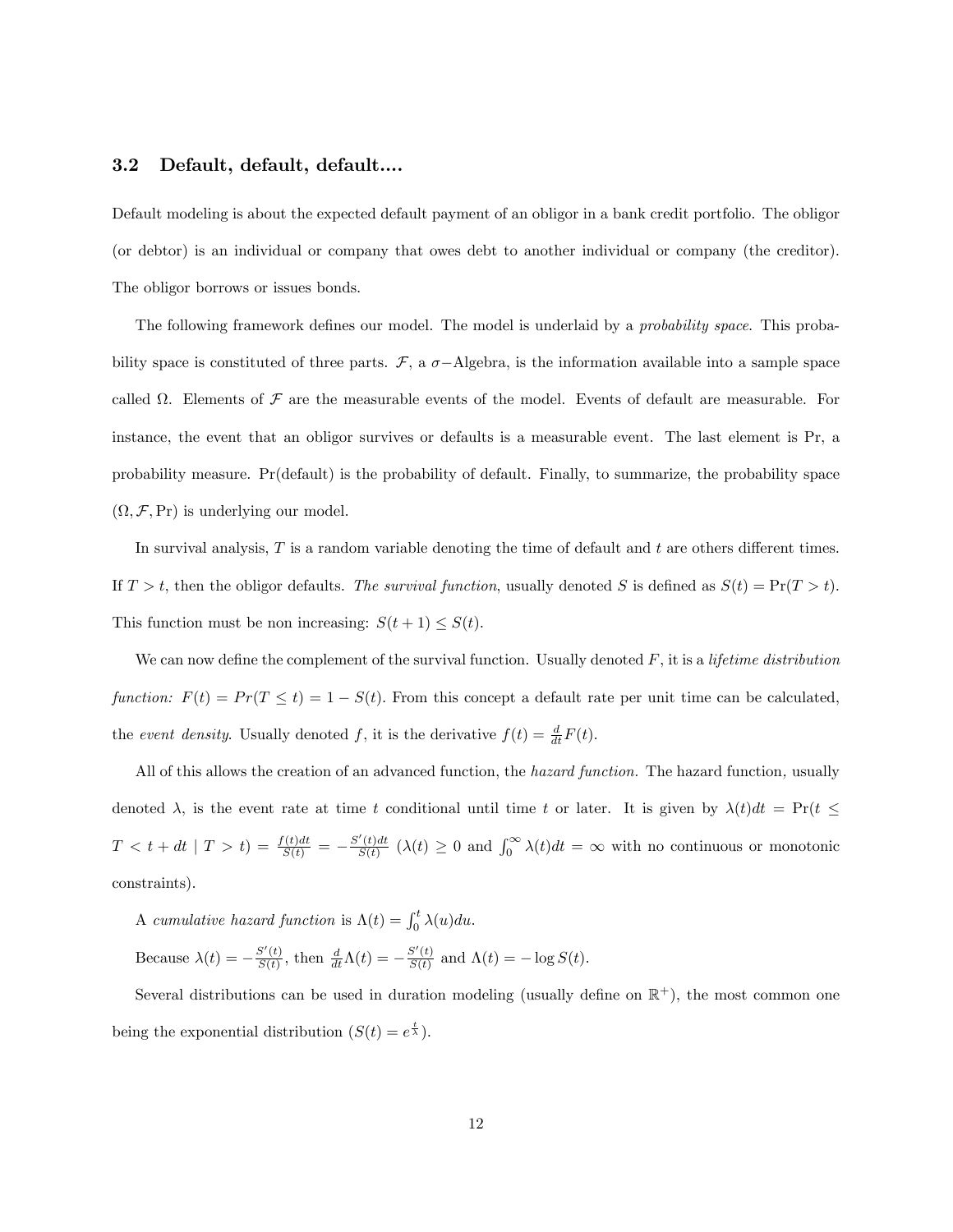### 3.2 Default, default, default....

Default modeling is about the expected default payment of an obligor in a bank credit portfolio. The obligor (or debtor) is an individual or company that owes debt to another individual or company (the creditor). The obligor borrows or issues bonds.

The following framework defines our model. The model is underlaid by a *probability space*. This probability space is constituted of three parts. $\mathcal{F}$, a $\sigma-$Algebra, is the information available into a sample space called $\Omega$. Elements of $\mathcal{F}$ are the measurable events of the model. Events of default are measurable. For instance, the event that an obligor survives or defaults is a measurable event. The last element is Pr, a probability measure. Pr(default) is the probability of default. Finally, to summarize, the probability space $(\Omega, \mathcal{F}, \Pr)$ is underlying our model.

In survival analysis, $T$ is a random variable denoting the time of default and $t$ are others different times. If $T > t$, then the obligor defaults. *The survival function*, usually denoted $S$ is defined as $S(t) = \Pr(T > t)$. This function must be non increasing: $S(t+1) \leq S(t)$.

We can now define the complement of the survival function. Usually denoted $F$, it is a *lifetime distribution function:* $F(t) = Pr(T \leq t) = 1 - S(t)$. From this concept a default rate per unit time can be calculated, the *event density*. Usually denoted $f$, it is the derivative $f(t) = \frac{d}{dt}F(t)$.

All of this allows the creation of an advanced function, the *hazard function.* The hazard function*,* usually denoted $\lambda$, is the event rate at time $t$ conditional until time $t$ or later. It is given by $\lambda(t)dt = \Pr(t \leq T < t + dt \mid T > t) = \frac{f(t)dt}{S(t)} = -\frac{S'(t)dt}{S(t)}$ ($\lambda(t) \geq 0$ and $\int_0^\infty \lambda(t)dt = \infty$ with no continuous or monotonic constraints).

A *cumulative hazard function* is $\Lambda(t) = \int_0^t \lambda(u)du$.

Because $\lambda(t) = -\frac{S'(t)}{S(t)}$, then $\frac{d}{dt}\Lambda(t) = -\frac{S'(t)}{S(t)}$ and $\Lambda(t) = -\log S(t)$.

Several distributions can be used in duration modeling (usually define on $\mathbb{R}^+$), the most common one being the exponential distribution ($S(t) = e^{\frac{t}{\lambda}}$).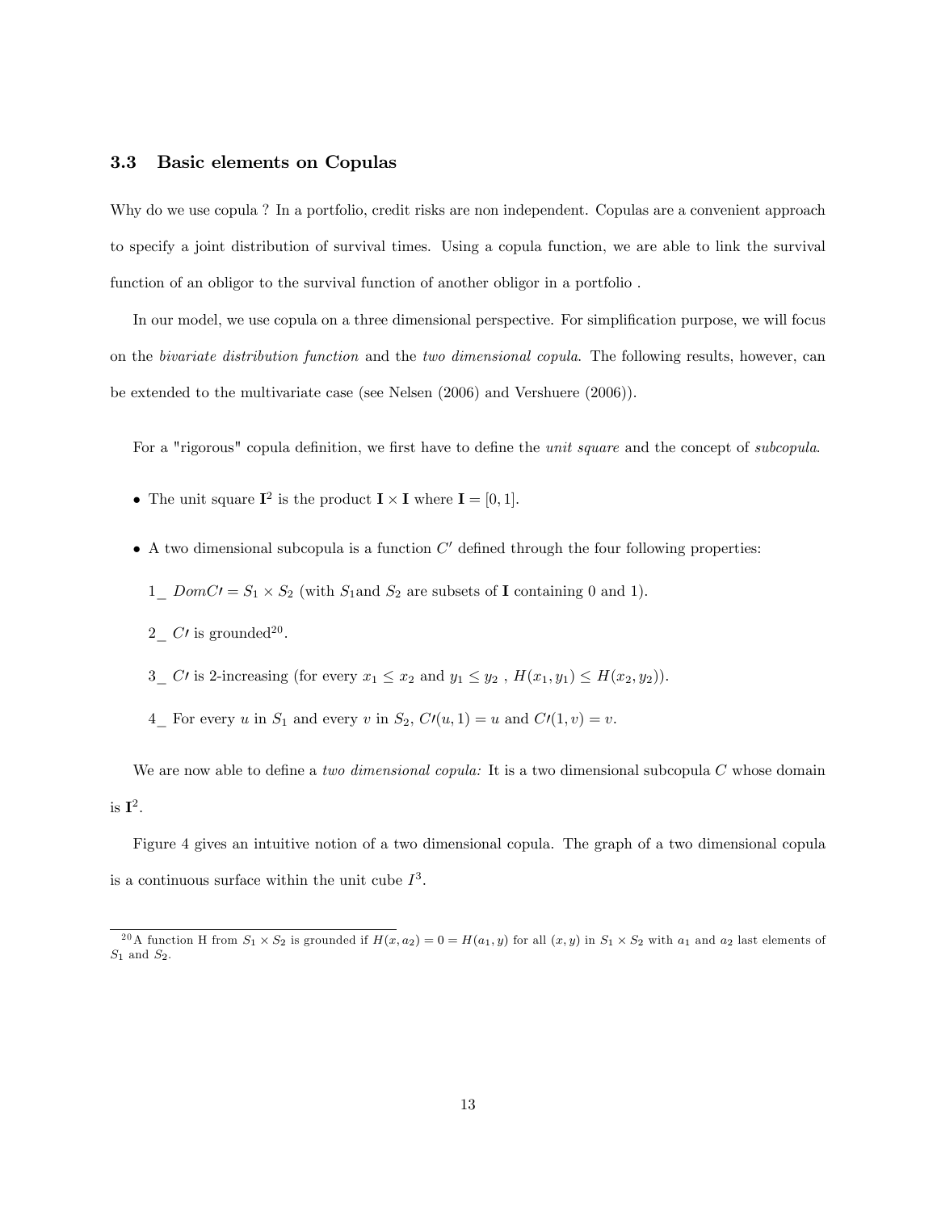### 3.3 Basic elements on Copulas

Why do we use copula ? In a portfolio, credit risks are non independent. Copulas are a convenient approach to specify a joint distribution of survival times. Using a copula function, we are able to link the survival function of an obligor to the survival function of another obligor in a portfolio .

In our model, we use copula on a three dimensional perspective. For simplification purpose, we will focus on the *bivariate distribution function* and the *two dimensional copula*. The following results, however, can be extended to the multivariate case (see Nelsen (2006) and Vershuere (2006)).

For a "rigorous" copula definition, we first have to define the *unit square* and the concept of *subcopula*.

- The unit square $\mathbf{I}^2$ is the product $\mathbf{I} \times \mathbf{I}$ where $\mathbf{I} = [0, 1]$.
- A two dimensional subcopula is a function $C'$ defined through the four following properties:

  1_ $DomC\prime = S_1 \times S_2$ (with $S_1$and $S_2$ are subsets of $\mathbf{I}$ containing 0 and 1).

  2_ $C\prime$ is grounded[20].

  3_ $C\prime$ is 2-increasing (for every $x_1 \leq x_2$ and $y_1 \leq y_2$ , $H(x_1, y_1) \leq H(x_2, y_2)$).

  4_ For every $u$ in $S_1$ and every $v$ in $S_2$, $C\prime(u, 1) = u$ and $C\prime(1, v) = v$.

We are now able to define a *two dimensional copula:* It is a two dimensional subcopula $C$ whose domain is $\mathbf{I}^2$.

Figure 4 gives an intuitive notion of a two dimensional copula. The graph of a two dimensional copula is a continuous surface within the unit cube $I^3$.

[20] A function H from $S_1 \times S_2$ is grounded if $H(x, a_2) = 0 = H(a_1, y)$ for all $(x, y)$ in $S_1 \times S_2$ with $a_1$ and $a_2$ last elements of $S_1$ and $S_2$.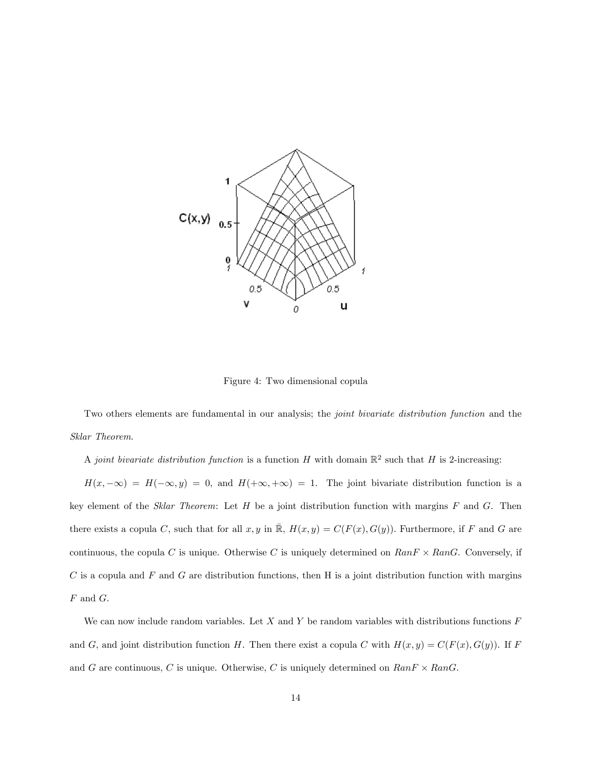Figure 4: Two dimensional copula

Two others elements are fundamental in our analysis; the *joint bivariate distribution function* and the *Sklar Theorem*.

A *joint bivariate distribution function* is a function $H$ with domain $\mathbb{R}^2$ such that $H$ is 2-increasing:

$H(x, -\infty) = H(-\infty, y) = 0$, and $H(+\infty, +\infty) = 1$. The joint bivariate distribution function is a key element of the *Sklar Theorem*: Let $H$ be a joint distribution function with margins $F$ and $G$. Then there exists a copula $C$, such that for all $x, y$ in $\bar{\mathbb{R}}$, $H(x, y) = C(F(x), G(y))$. Furthermore, if $F$ and $G$ are continuous, the copula $C$ is unique. Otherwise $C$ is uniquely determined on $RanF \times RanG$. Conversely, if $C$ is a copula and $F$ and $G$ are distribution functions, then H is a joint distribution function with margins $F$ and $G$.

We can now include random variables. Let $X$ and $Y$ be random variables with distributions functions $F$ and $G$, and joint distribution function $H$. Then there exist a copula $C$ with $H(x, y) = C(F(x), G(y))$. If $F$ and $G$ are continuous, $C$ is unique. Otherwise, $C$ is uniquely determined on $RanF \times RanG$.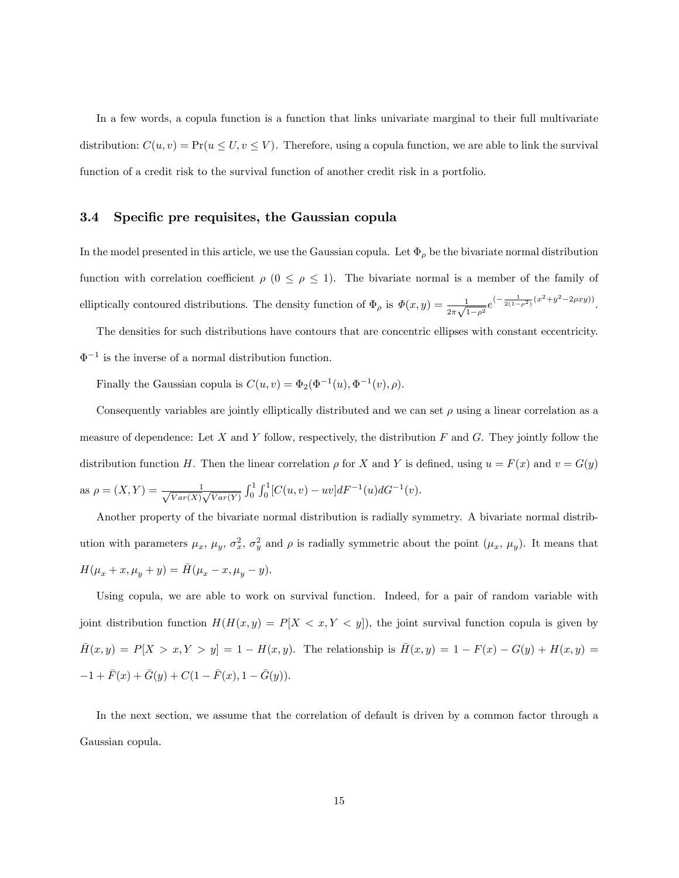In a few words, a copula function is a function that links univariate marginal to their full multivariate distribution: $C(u, v) = \Pr(u \leq U, v \leq V)$. Therefore, using a copula function, we are able to link the survival function of a credit risk to the survival function of another credit risk in a portfolio.

## 3.4 Specific pre requisites, the Gaussian copula

In the model presented in this article, we use the Gaussian copula. Let $\Phi_\rho$ be the bivariate normal distribution function with correlation coefficient $\rho$ ($0 \leq \rho \leq 1$). The bivariate normal is a member of the family of elliptically contoured distributions. The density function of $\Phi_\rho$ is $\mathit{\Phi}(x, y) = \frac{1}{2\pi\sqrt{1-\rho^2}} e^{\left(-\frac{1}{2(1-\rho^2)}(x^2+y^2-2\rho xy)\right)}$.

The densities for such distributions have contours that are concentric ellipses with constant eccentricity. $\Phi^{-1}$ is the inverse of a normal distribution function.

Finally the Gaussian copula is $C(u, v) = \Phi_2(\Phi^{-1}(u), \Phi^{-1}(v), \rho)$.

Consequently variables are jointly elliptically distributed and we can set $\rho$ using a linear correlation as a measure of dependence: Let $X$ and $Y$ follow, respectively, the distribution $F$ and $G$. They jointly follow the distribution function $H$. Then the linear correlation $\rho$ for $X$ and $Y$ is defined, using $u = F(x)$ and $v = G(y)$ as $\rho = (X, Y) = \frac{1}{\sqrt{Var(X)}\sqrt{Var(Y)}} \int_0^1 \int_0^1 [C(u, v) - uv] dF^{-1}(u) dG^{-1}(v)$.

Another property of the bivariate normal distribution is radially symmetry. A bivariate normal distribution with parameters $\mu_x$, $\mu_y$, $\sigma_x^2$, $\sigma_y^2$ and $\rho$ is radially symmetric about the point ($\mu_x$, $\mu_y$). It means that $H(\mu_x + x, \mu_y + y) = \bar{H}(\mu_x - x, \mu_y - y)$.

Using copula, we are able to work on survival function. Indeed, for a pair of random variable with joint distribution function $H(H(x, y) = P[X < x, Y < y])$, the joint survival function copula is given by $\bar{H}(x, y) = P[X > x, Y > y] = 1 - H(x, y)$. The relationship is $\bar{H}(x, y) = 1 - F(x) - G(y) + H(x, y) = -1 + \bar{F}(x) + \bar{G}(y) + C(1 - \bar{F}(x), 1 - \bar{G}(y))$.

In the next section, we assume that the correlation of default is driven by a common factor through a Gaussian copula.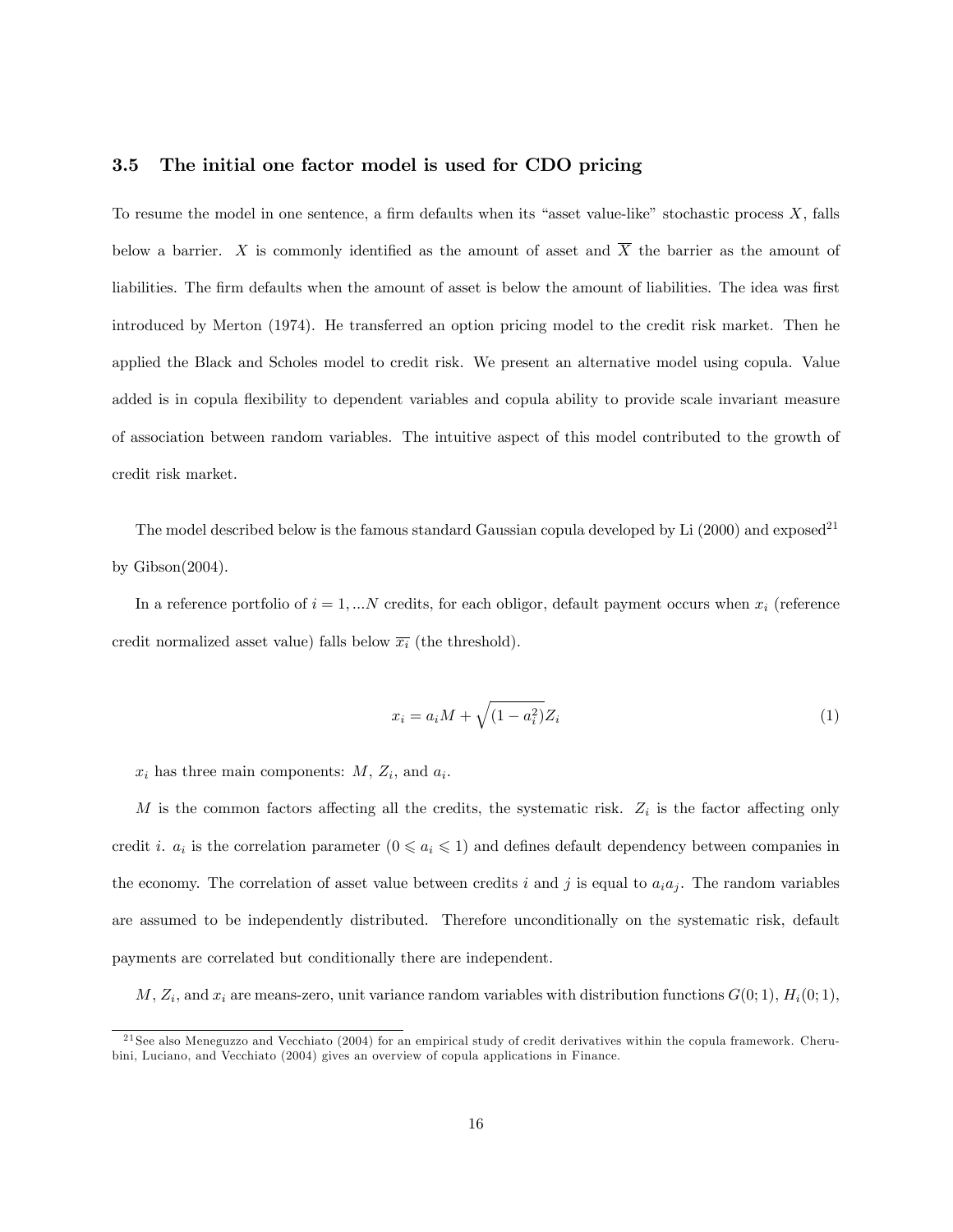### 3.5 The initial one factor model is used for CDO pricing

To resume the model in one sentence, a firm defaults when its "asset value-like" stochastic process $X$, falls below a barrier. $X$ is commonly identified as the amount of asset and $\overline{X}$ the barrier as the amount of liabilities. The firm defaults when the amount of asset is below the amount of liabilities. The idea was first introduced by Merton (1974). He transferred an option pricing model to the credit risk market. Then he applied the Black and Scholes model to credit risk. We present an alternative model using copula. Value added is in copula flexibility to dependent variables and copula ability to provide scale invariant measure of association between random variables. The intuitive aspect of this model contributed to the growth of credit risk market.

The model described below is the famous standard Gaussian copula developed by Li (2000) and exposed[21] by Gibson(2004).

In a reference portfolio of $i = 1, ...N$ credits, for each obligor, default payment occurs when $x_i$ (reference credit normalized asset value) falls below $\overline{x_i}$ (the threshold).

$$x_i = a_i M + \sqrt{(1 - a_i^2)} Z_i \tag{1}$$

$x_i$ has three main components: $M$, $Z_i$, and $a_i$.

$M$ is the common factors affecting all the credits, the systematic risk. $Z_i$ is the factor affecting only credit $i$. $a_i$ is the correlation parameter ($0 \leqslant a_i \leqslant 1$) and defines default dependency between companies in the economy. The correlation of asset value between credits $i$ and $j$ is equal to $a_i a_j$. The random variables are assumed to be independently distributed. Therefore unconditionally on the systematic risk, default payments are correlated but conditionally there are independent.

$M$, $Z_i$, and $x_i$ are means-zero, unit variance random variables with distribution functions $G(0; 1)$, $H_i(0; 1)$,

[21] See also Meneguzzo and Vecchiato (2004) for an empirical study of credit derivatives within the copula framework. Cherubini, Luciano, and Vecchiato (2004) gives an overview of copula applications in Finance.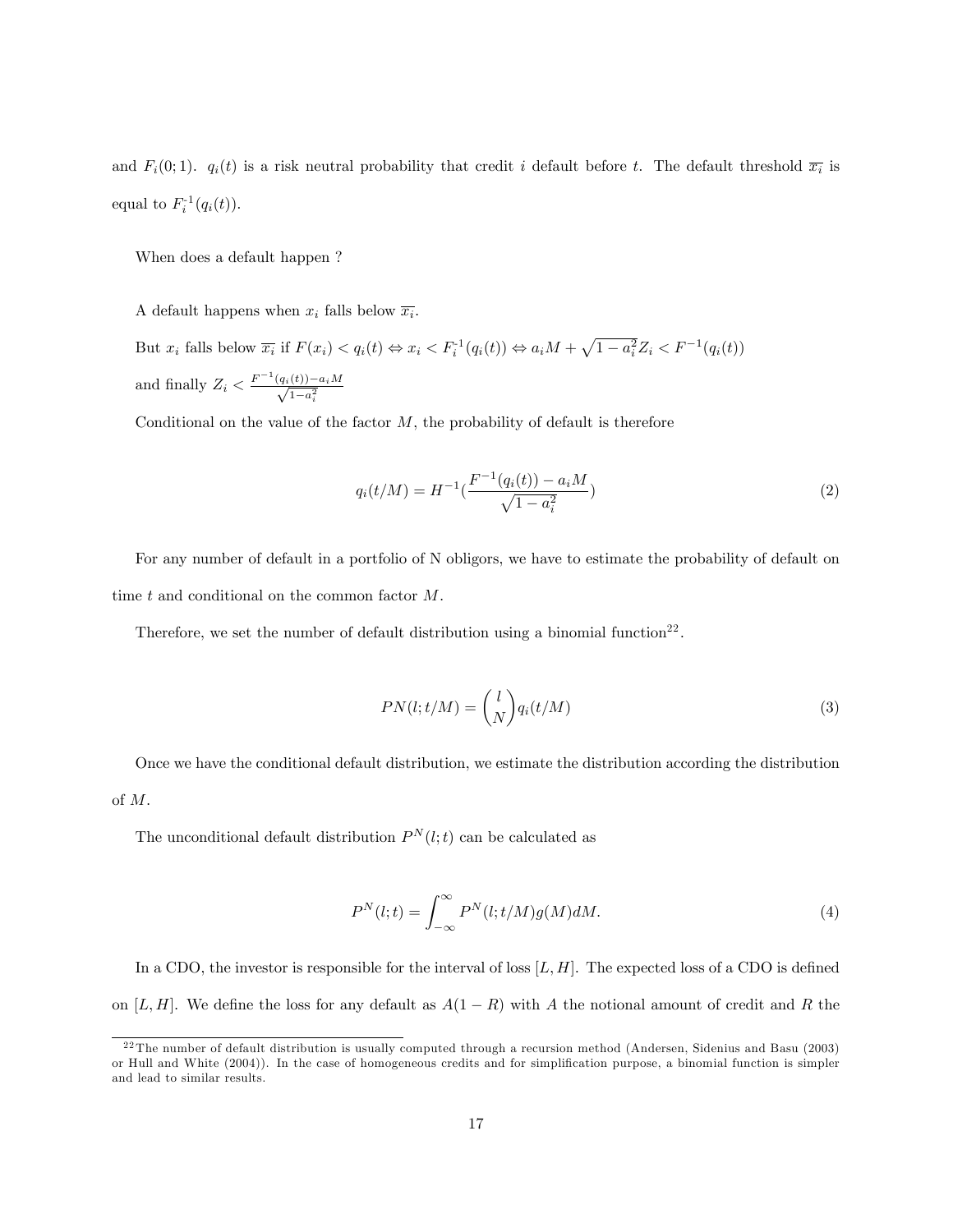and $F_i(0;1)$. $q_i(t)$ is a risk neutral probability that credit $i$ default before $t$. The default threshold $\overline{x_i}$ is equal to $F_i^{-1}(q_i(t))$.

When does a default happen ?

A default happens when $x_i$ falls below $\overline{x_i}$.

But $x_i$ falls below $\overline{x_i}$ if $F(x_i) < q_i(t) \Leftrightarrow x_i < F_i^{-1}(q_i(t)) \Leftrightarrow a_i M + \sqrt{1-a_i^2} Z_i < F^{-1}(q_i(t))$

and finally $Z_i < \frac{F^{-1}(q_i(t)) - a_i M}{\sqrt{1-a_i^2}}$

Conditional on the value of the factor $M$, the probability of default is therefore

$$q_i(t/M) = H^{-1}\left(\frac{F^{-1}(q_i(t)) - a_i M}{\sqrt{1-a_i^2}}\right) \tag{2}$$

For any number of default in a portfolio of N obligors, we have to estimate the probability of default on time $t$ and conditional on the common factor $M$.

Therefore, we set the number of default distribution using a binomial function[22].

$$PN(l;t/M) = \binom{l}{N} q_i(t/M) \tag{3}$$

Once we have the conditional default distribution, we estimate the distribution according the distribution of $M$.

The unconditional default distribution $P^N(l;t)$ can be calculated as

$$P^N(l;t) = \int_{-\infty}^{\infty} P^N(l;t/M) g(M) dM. \tag{4}$$

In a CDO, the investor is responsible for the interval of loss $[L, H]$. The expected loss of a CDO is defined on $[L, H]$. We define the loss for any default as $A(1-R)$ with $A$ the notional amount of credit and $R$ the

[22] The number of default distribution is usually computed through a recursion method (Andersen, Sidenius and Basu (2003) or Hull and White (2004)). In the case of homogeneous credits and for simplification purpose, a binomial function is simpler and lead to similar results.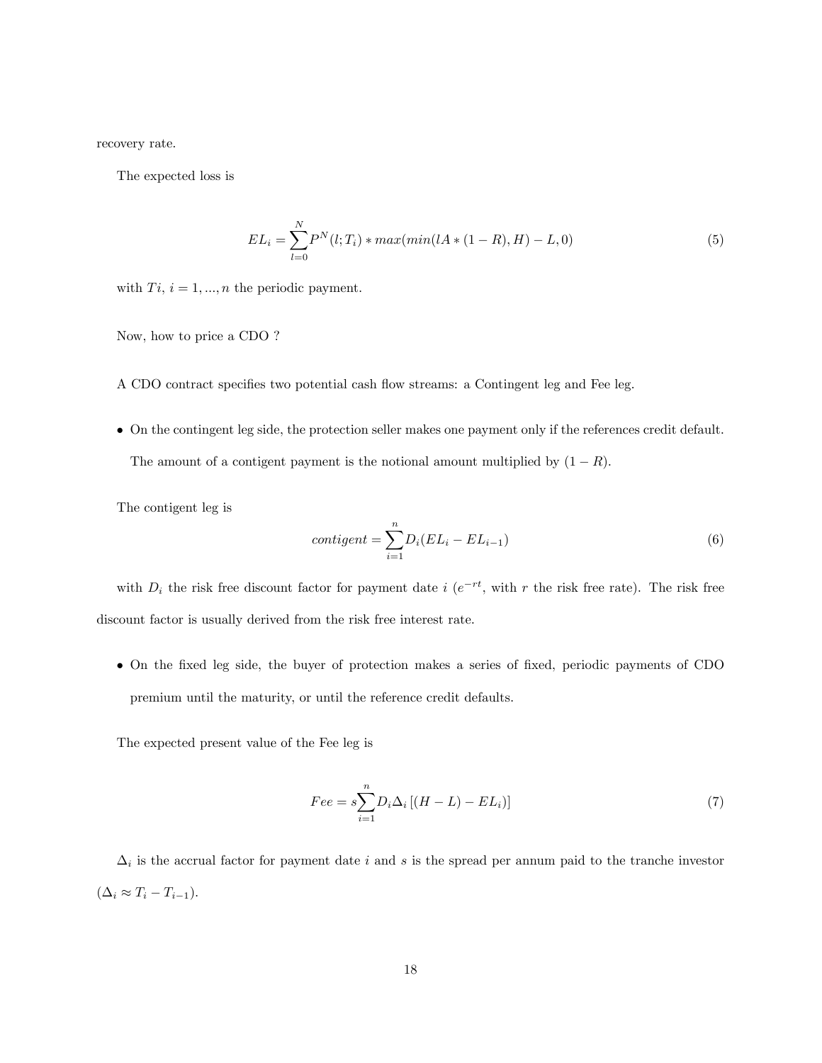recovery rate.

The expected loss is

$$EL_i = \sum_{l=0}^{N} P^N(l;T_i) * max(min(lA * (1-R), H) - L, 0) \tag{5}$$

with $Ti$, $i = 1, ..., n$ the periodic payment.

Now, how to price a CDO ?

A CDO contract specifies two potential cash flow streams: a Contingent leg and Fee leg.

- On the contingent leg side, the protection seller makes one payment only if the references credit default. The amount of a contigent payment is the notional amount multiplied by $(1 - R)$.

The contigent leg is

$$contigent = \sum_{i=1}^{n} D_i(EL_i - EL_{i-1}) \tag{6}$$

with $D_i$ the risk free discount factor for payment date $i$ ($e^{-rt}$, with $r$ the risk free rate). The risk free discount factor is usually derived from the risk free interest rate.

- On the fixed leg side, the buyer of protection makes a series of fixed, periodic payments of CDO premium until the maturity, or until the reference credit defaults.

The expected present value of the Fee leg is

$$Fee = s\sum_{i=1}^{n} D_i \Delta_i \left[(H - L) - EL_i)\right] \tag{7}$$

$\Delta_i$ is the accrual factor for payment date $i$ and $s$ is the spread per annum paid to the tranche investor ($\Delta_i \approx T_i - T_{i-1}$).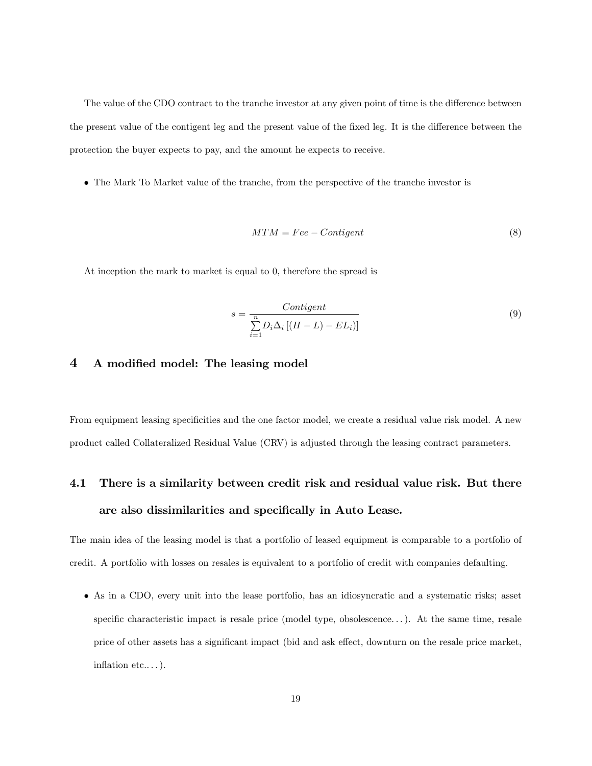The value of the CDO contract to the tranche investor at any given point of time is the difference between the present value of the contigent leg and the present value of the fixed leg. It is the difference between the protection the buyer expects to pay, and the amount he expects to receive.

- The Mark To Market value of the tranche, from the perspective of the tranche investor is

$$MTM = Fee - Contigent \tag{8}$$

At inception the mark to market is equal to 0, therefore the spread is

$$s = \frac{Contigent}{\sum_{i=1}^{n} D_i \Delta_i \left[ (H - L) - EL_i \right]} \tag{9}$$

# 4 A modified model: The leasing model

From equipment leasing specificities and the one factor model, we create a residual value risk model. A new product called Collateralized Residual Value (CRV) is adjusted through the leasing contract parameters.

## 4.1 There is a similarity between credit risk and residual value risk. But there are also dissimilarities and specifically in Auto Lease.

The main idea of the leasing model is that a portfolio of leased equipment is comparable to a portfolio of credit. A portfolio with losses on resales is equivalent to a portfolio of credit with companies defaulting.

- As in a CDO, every unit into the lease portfolio, has an idiosyncratic and a systematic risks; asset specific characteristic impact is resale price (model type, obsolescence. . . ). At the same time, resale price of other assets has a significant impact (bid and ask effect, downturn on the resale price market, inflation etc.. . . ).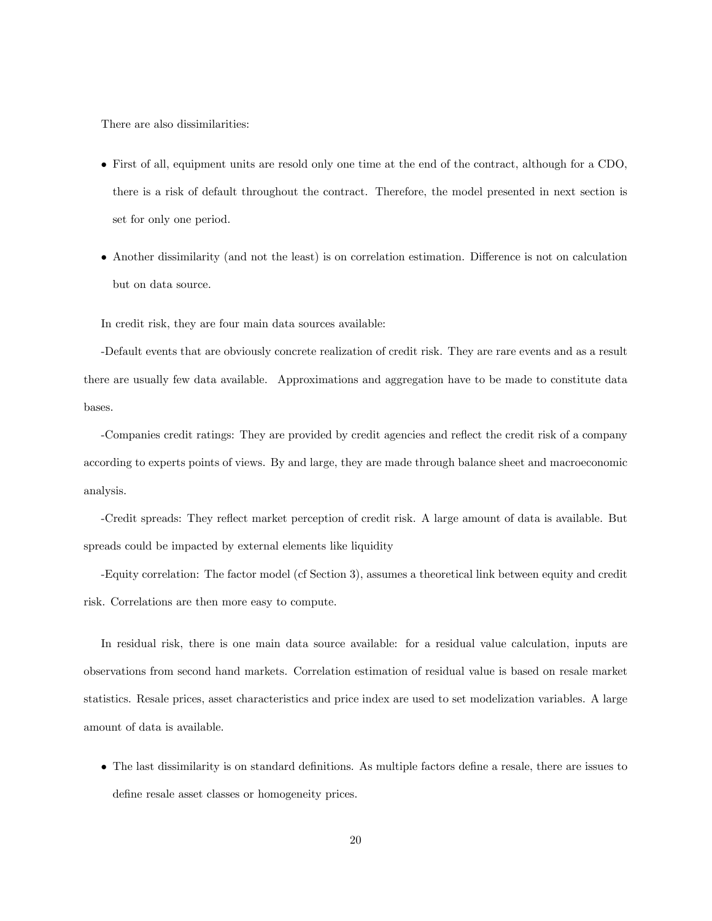There are also dissimilarities:

- First of all, equipment units are resold only one time at the end of the contract, although for a CDO, there is a risk of default throughout the contract. Therefore, the model presented in next section is set for only one period.

- Another dissimilarity (and not the least) is on correlation estimation. Difference is not on calculation but on data source.

In credit risk, they are four main data sources available:

-Default events that are obviously concrete realization of credit risk. They are rare events and as a result there are usually few data available. Approximations and aggregation have to be made to constitute data bases.

-Companies credit ratings: They are provided by credit agencies and reflect the credit risk of a company according to experts points of views. By and large, they are made through balance sheet and macroeconomic analysis.

-Credit spreads: They reflect market perception of credit risk. A large amount of data is available. But spreads could be impacted by external elements like liquidity

-Equity correlation: The factor model (cf Section 3), assumes a theoretical link between equity and credit risk. Correlations are then more easy to compute.

In residual risk, there is one main data source available: for a residual value calculation, inputs are observations from second hand markets. Correlation estimation of residual value is based on resale market statistics. Resale prices, asset characteristics and price index are used to set modelization variables. A large amount of data is available.

- The last dissimilarity is on standard definitions. As multiple factors define a resale, there are issues to define resale asset classes or homogeneity prices.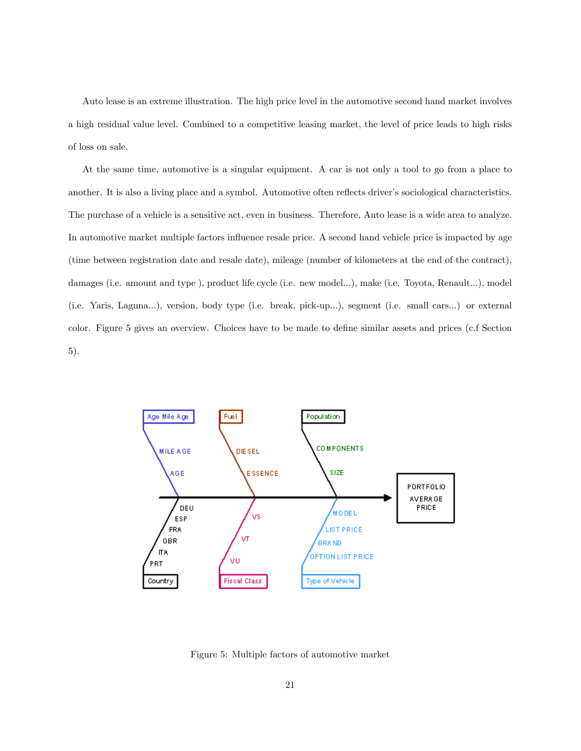Auto lease is an extreme illustration. The high price level in the automotive second hand market involves a high residual value level. Combined to a competitive leasing market, the level of price leads to high risks of loss on sale.

At the same time, automotive is a singular equipment. A car is not only a tool to go from a place to another. It is also a living place and a symbol. Automotive often reflects driver's sociological characteristics. The purchase of a vehicle is a sensitive act, even in business. Therefore, Auto lease is a wide area to analyze. In automotive market multiple factors influence resale price. A second hand vehicle price is impacted by age (time between registration date and resale date), mileage (number of kilometers at the end of the contract), damages (i.e. amount and type ), product life cycle (i.e. new model...), make (i.e. Toyota, Renault...), model (i.e. Yaris, Laguna...), version, body type (i.e. break, pick-up...), segment (i.e. small cars...) or external color. Figure 5 gives an overview. Choices have to be made to define similar assets and prices (c.f Section 5).

Figure 5: Multiple factors of automotive market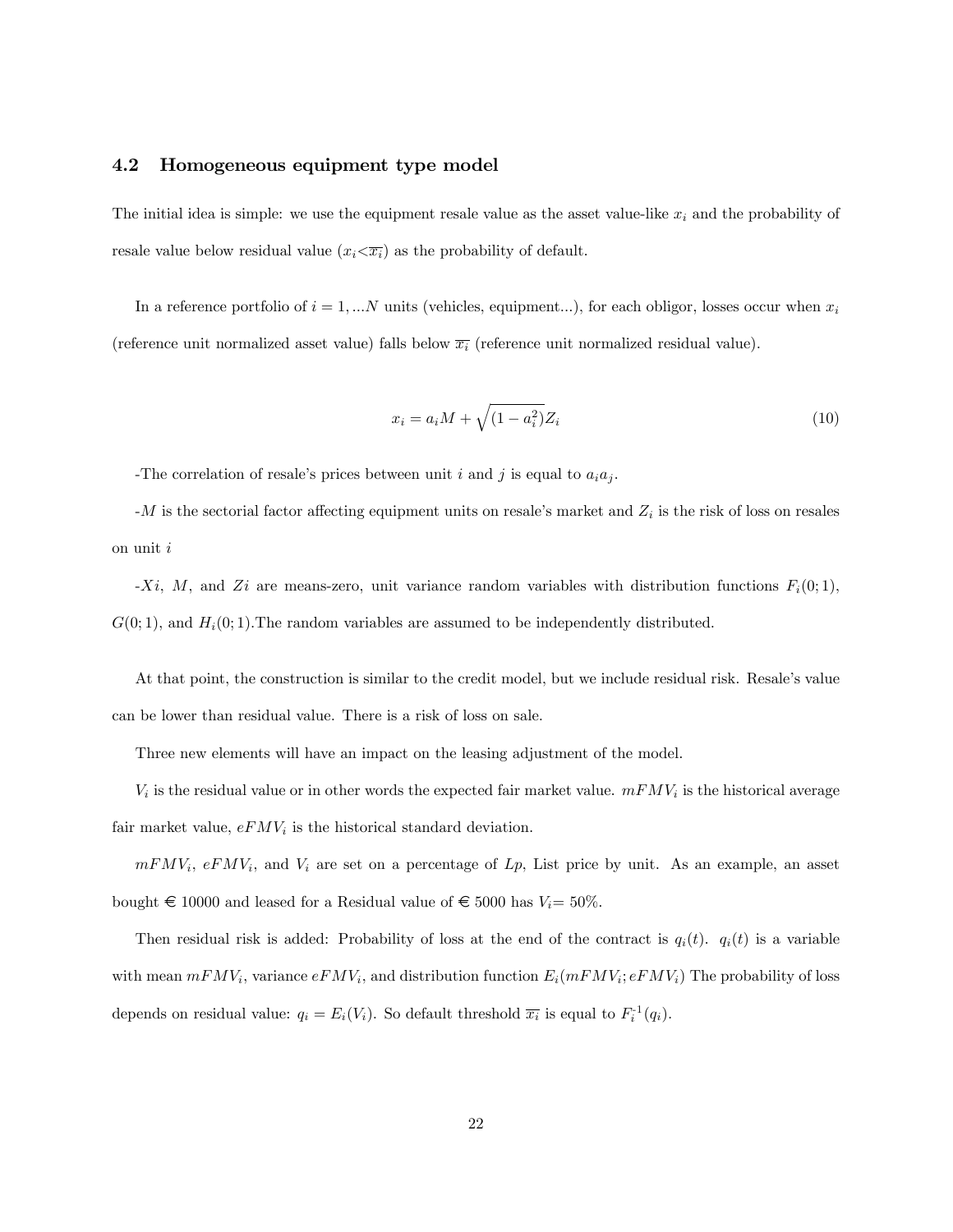### 4.2 Homogeneous equipment type model

The initial idea is simple: we use the equipment resale value as the asset value-like $x_i$ and the probability of resale value below residual value ($x_i < \overline{x_i}$) as the probability of default.

In a reference portfolio of $i = 1, ...N$ units (vehicles, equipment...), for each obligor, losses occur when $x_i$ (reference unit normalized asset value) falls below $\overline{x_i}$ (reference unit normalized residual value).

$$x_i = a_i M + \sqrt{(1 - a_i^2)} Z_i \tag{10}$$

-The correlation of resale's prices between unit $i$ and $j$ is equal to $a_i a_j$.

-$M$ is the sectorial factor affecting equipment units on resale's market and $Z_i$ is the risk of loss on resales on unit $i$

-$Xi$, $M$, and $Zi$ are means-zero, unit variance random variables with distribution functions $F_i(0; 1)$, $G(0; 1)$, and $H_i(0; 1)$.The random variables are assumed to be independently distributed.

At that point, the construction is similar to the credit model, but we include residual risk. Resale's value can be lower than residual value. There is a risk of loss on sale.

Three new elements will have an impact on the leasing adjustment of the model.

$V_i$ is the residual value or in other words the expected fair market value. $mFMV_i$ is the historical average fair market value, $eFMV_i$ is the historical standard deviation.

$mFMV_i$, $eFMV_i$, and $V_i$ are set on a percentage of $Lp$, List price by unit. As an example, an asset bought € 10000 and leased for a Residual value of € 5000 has $V_i$= 50%.

Then residual risk is added: Probability of loss at the end of the contract is $q_i(t)$. $q_i(t)$ is a variable with mean $mFMV_i$, variance $eFMV_i$, and distribution function $E_i(mFMV_i; eFMV_i)$ The probability of loss depends on residual value: $q_i = E_i(V_i)$. So default threshold $\overline{x_i}$ is equal to $F_i^{-1}(q_i)$.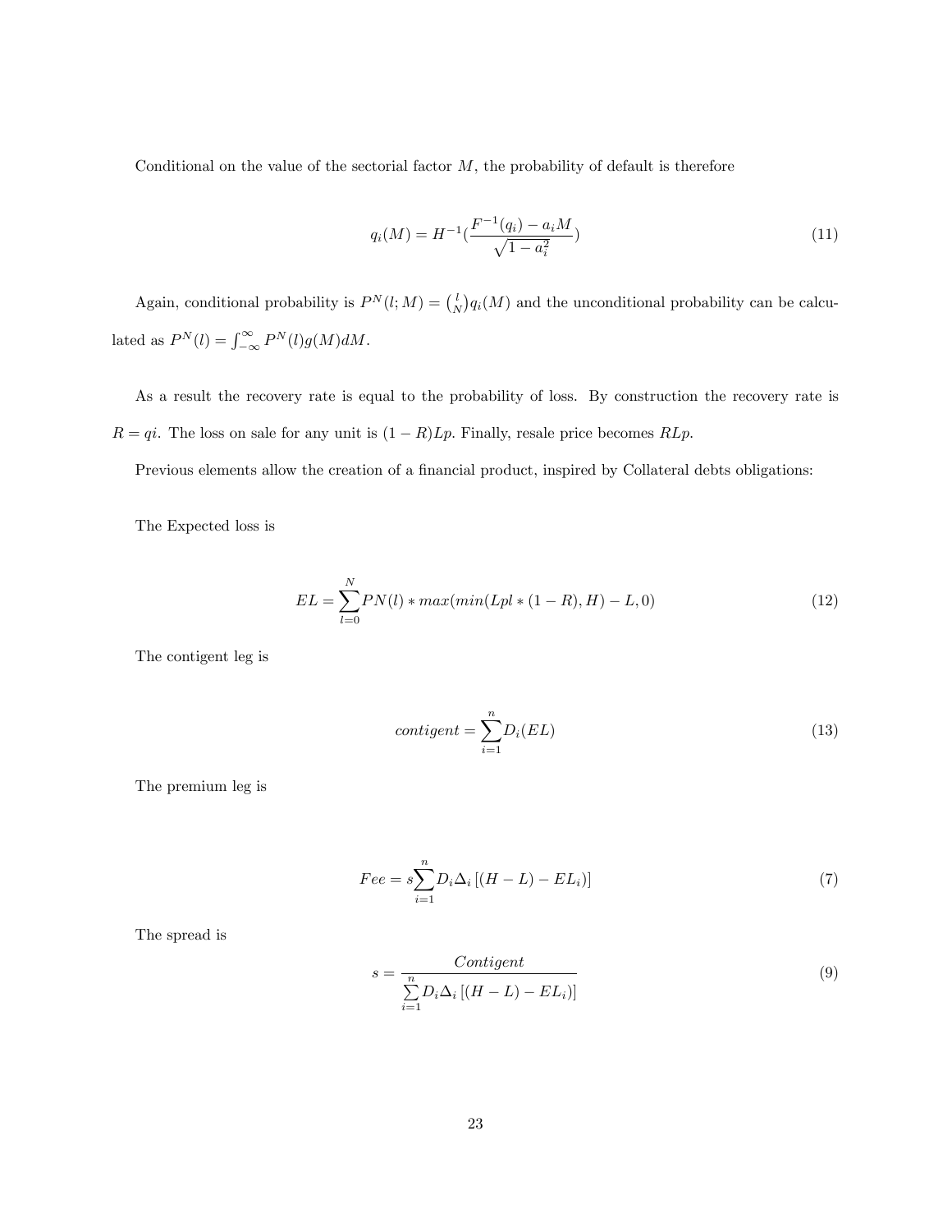Conditional on the value of the sectorial factor $M$, the probability of default is therefore

$$q_i(M) = H^{-1}(\frac{F^{-1}(q_i) - a_i M}{\sqrt{1 - a_i^2}}) \tag{11}$$

Again, conditional probability is $P^N(l; M) = \binom{l}{N} q_i(M)$ and the unconditional probability can be calculated as $P^N(l) = \int_{-\infty}^{\infty} P^N(l) g(M) dM$.

As a result the recovery rate is equal to the probability of loss. By construction the recovery rate is $R = qi$. The loss on sale for any unit is $(1 - R)Lp$. Finally, resale price becomes $RLp$.

Previous elements allow the creation of a financial product, inspired by Collateral debts obligations:

The Expected loss is

$$EL = \sum_{l=0}^{N} PN(l) * max(min(Lpl * (1 - R), H) - L, 0) \tag{12}$$

The contigent leg is

$$contigent = \sum_{i=1}^{n} D_i(EL) \tag{13}$$

The premium leg is

$$Fee = s \sum_{i=1}^{n} D_i \Delta_i \left[(H - L) - EL_i)\right] \tag{7}$$

The spread is

$$s = \frac{Contigent}{\sum_{i=1}^{n} D_i \Delta_i \left[(H - L) - EL_i)\right]} \tag{9}$$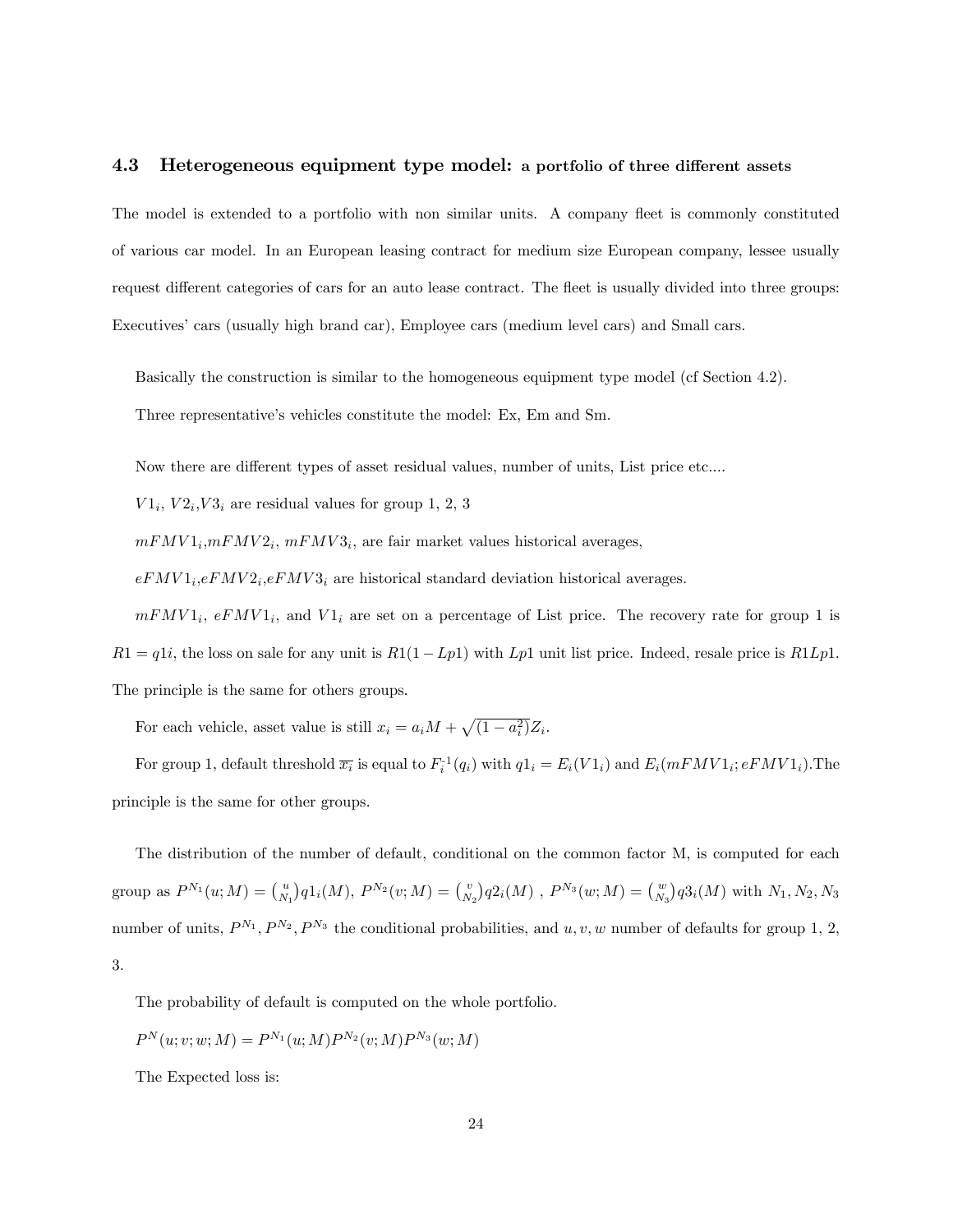### 4.3 Heterogeneous equipment type model: a portfolio of three different assets

The model is extended to a portfolio with non similar units. A company fleet is commonly constituted of various car model. In an European leasing contract for medium size European company, lessee usually request different categories of cars for an auto lease contract. The fleet is usually divided into three groups: Executives' cars (usually high brand car), Employee cars (medium level cars) and Small cars.

Basically the construction is similar to the homogeneous equipment type model (cf Section 4.2).

Three representative's vehicles constitute the model: Ex, Em and Sm.

Now there are different types of asset residual values, number of units, List price etc....

$V1_i$, $V2_i$,$V3_i$ are residual values for group 1, 2, 3

$mFMV1_i$,$mFMV2_i$, $mFMV3_i$, are fair market values historical averages,

$eFMV1_i$,$eFMV2_i$,$eFMV3_i$ are historical standard deviation historical averages.

$mFMV1_i$, $eFMV1_i$, and $V1_i$ are set on a percentage of List price. The recovery rate for group 1 is $R1 = q1i$, the loss on sale for any unit is $R1(1 - Lp1)$ with $Lp1$ unit list price. Indeed, resale price is $R1Lp1$. The principle is the same for others groups.

For each vehicle, asset value is still $x_i = a_i M + \sqrt{(1 - a_i^2)} Z_i$.

For group 1, default threshold $\overline{x_i}$ is equal to $F_i^{-1}(q_i)$ with $q1_i = E_i(V1_i)$ and $E_i(mFMV1_i; eFMV1_i)$.The principle is the same for other groups.

The distribution of the number of default, conditional on the common factor M, is computed for each group as $P^{N_1}(u; M) = \binom{u}{N_1} q1_i(M)$, $P^{N_2}(v; M) = \binom{v}{N_2} q2_i(M)$ , $P^{N_3}(w; M) = \binom{w}{N_3} q3_i(M)$ with $N_1, N_2, N_3$ number of units, $P^{N_1}, P^{N_2}, P^{N_3}$ the conditional probabilities, and $u, v, w$ number of defaults for group 1, 2, 3.

The probability of default is computed on the whole portfolio.

$P^N(u; v; w; M) = P^{N_1}(u; M) P^{N_2}(v; M) P^{N_3}(w; M)$

The Expected loss is: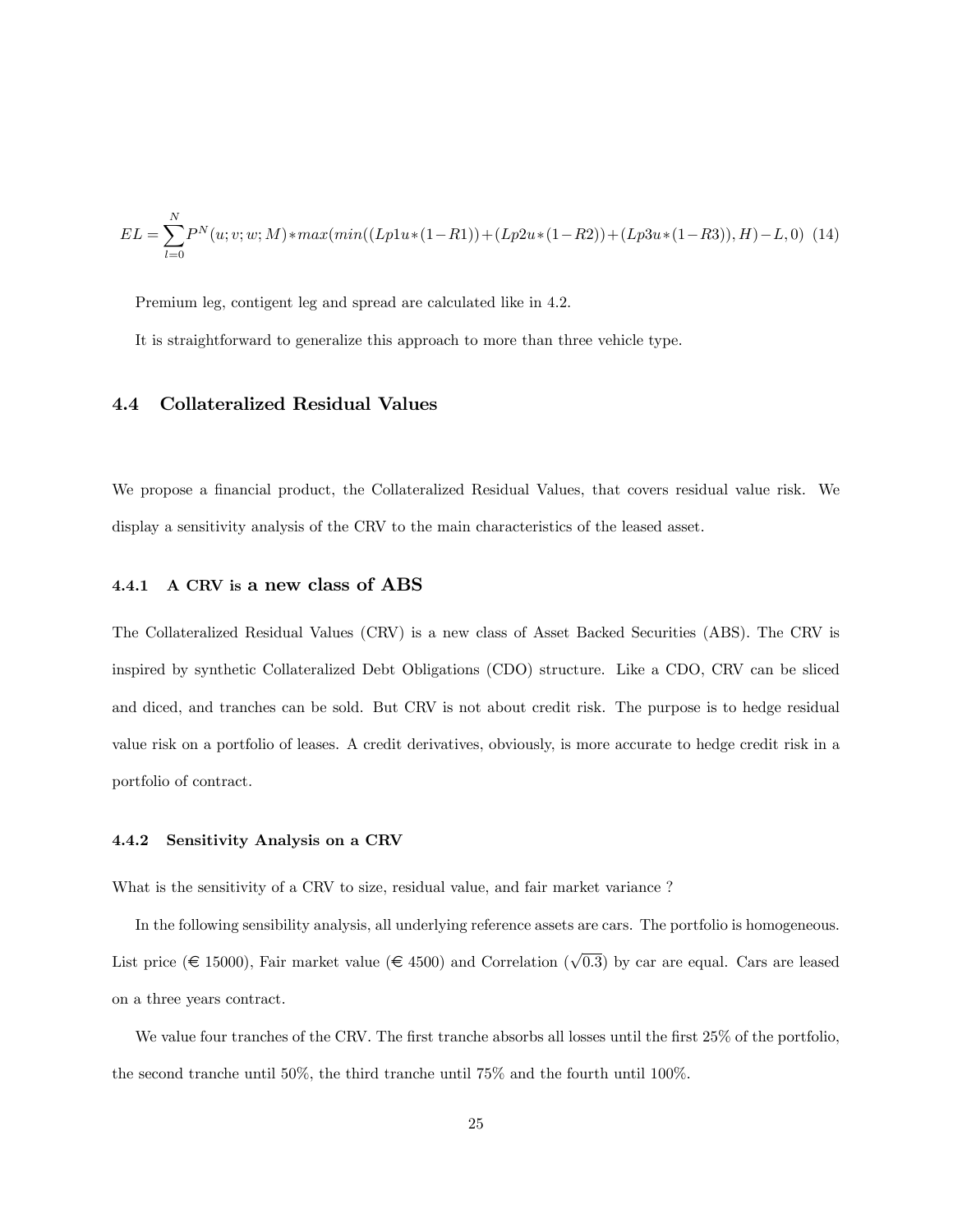$$EL = \sum_{l=0}^{N} P^N(u;v;w;M) * max(min((Lp1u*(1-R1)) + (Lp2u*(1-R2)) + (Lp3u*(1-R3)), H) - L, 0) \quad (14)$$

Premium leg, contigent leg and spread are calculated like in 4.2.

It is straightforward to generalize this approach to more than three vehicle type.

## 4.4 Collateralized Residual Values

We propose a financial product, the Collateralized Residual Values, that covers residual value risk. We display a sensitivity analysis of the CRV to the main characteristics of the leased asset.

### 4.4.1 A CRV is a new class of ABS

The Collateralized Residual Values (CRV) is a new class of Asset Backed Securities (ABS). The CRV is inspired by synthetic Collateralized Debt Obligations (CDO) structure. Like a CDO, CRV can be sliced and diced, and tranches can be sold. But CRV is not about credit risk. The purpose is to hedge residual value risk on a portfolio of leases. A credit derivatives, obviously, is more accurate to hedge credit risk in a portfolio of contract.

### 4.4.2 Sensitivity Analysis on a CRV

What is the sensitivity of a CRV to size, residual value, and fair market variance ?

In the following sensibility analysis, all underlying reference assets are cars. The portfolio is homogeneous. List price (€ 15000), Fair market value (€ 4500) and Correlation ($\sqrt{0.3}$) by car are equal. Cars are leased on a three years contract.

We value four tranches of the CRV. The first tranche absorbs all losses until the first 25% of the portfolio, the second tranche until 50%, the third tranche until 75% and the fourth until 100%.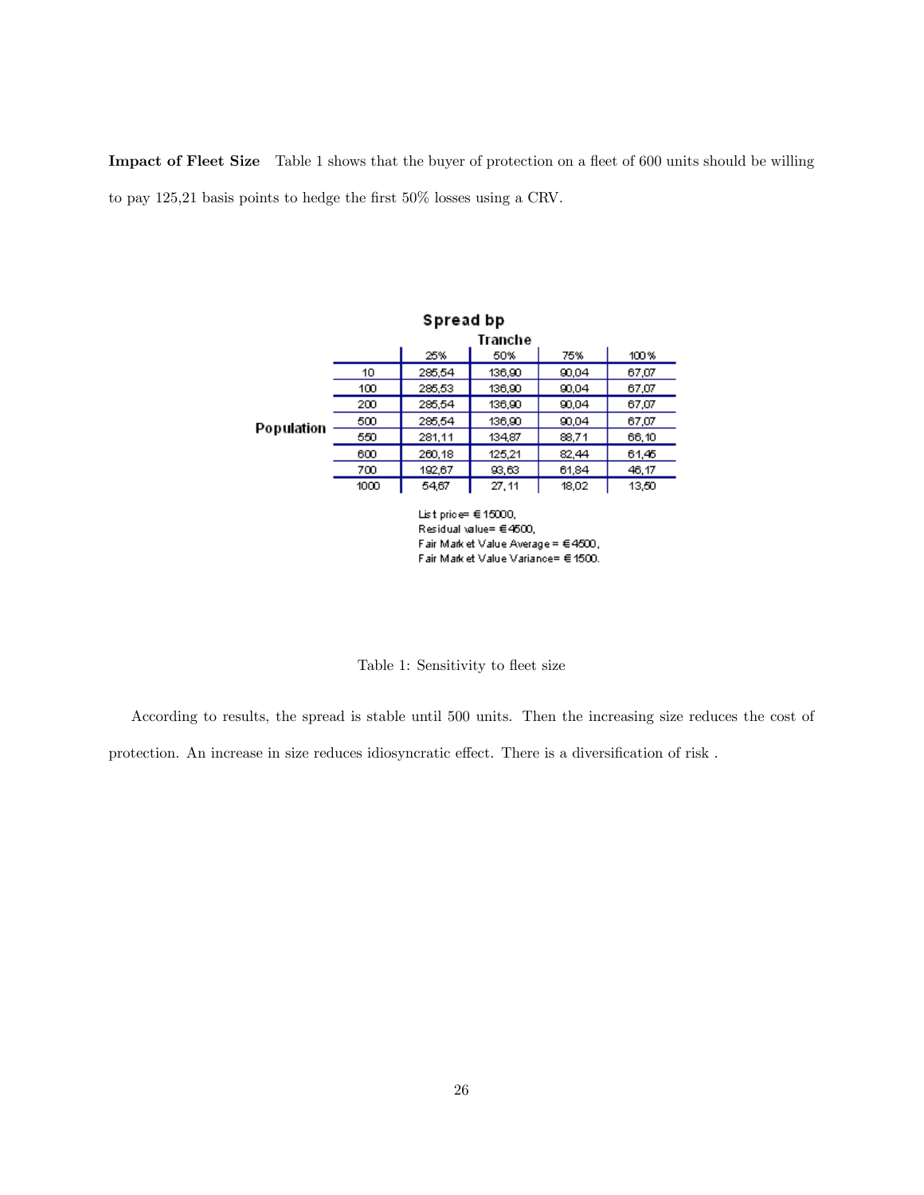**Impact of Fleet Size** Table 1 shows that the buyer of protection on a fleet of 600 units should be willing to pay 125,21 basis points to hedge the first 50% losses using a CRV.

**Spread bp**

| Population | Tranche 25% | 50% | 75% | 100% |
|---|---|---|---|---|
| 10 | 285,54 | 136,90 | 90,04 | 67,07 |
| 100 | 285,53 | 136,90 | 90,04 | 67,07 |
| 200 | 285,54 | 136,90 | 90,04 | 67,07 |
| 500 | 285,54 | 136,90 | 90,04 | 67,07 |
| 550 | 281,11 | 134,87 | 88,71 | 66,10 |
| 600 | 260,18 | 125,21 | 82,44 | 61,45 |
| 700 | 192,67 | 93,63 | 61,84 | 46,17 |
| 1000 | 54,67 | 27,11 | 18,02 | 13,50 |

List price= €15000,
Residual value= €4500,
Fair Market Value Average = €4500,
Fair Market Value Variance= €1500.

Table 1: Sensitivity to fleet size

According to results, the spread is stable until 500 units. Then the increasing size reduces the cost of protection. An increase in size reduces idiosyncratic effect. There is a diversification of risk .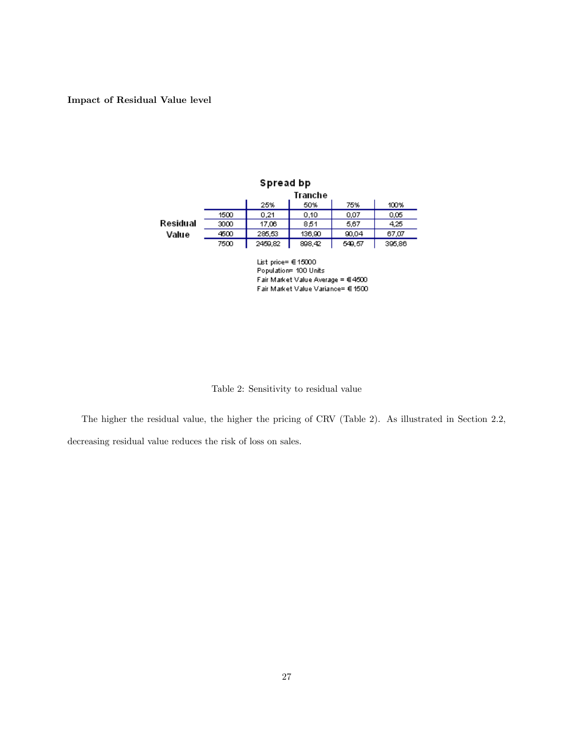**Impact of Residual Value level**

**Spread bp**

| Residual Value | Tranche 25% | 50% | 75% | 100% |
|---|---|---|---|---|
| 1500 | 0,21 | 0,10 | 0,07 | 0,05 |
| 3000 | 17,06 | 8,51 | 5,67 | 4,25 |
| 4500 | 285,53 | 136,90 | 90,04 | 67,07 |
| 7500 | 2459,82 | 898,42 | 549,57 | 395,86 |

List price= €15000
Population= 100 Units
Fair Market Value Average = €4500
Fair Market Value Variance= €1500

Table 2: Sensitivity to residual value

The higher the residual value, the higher the pricing of CRV (Table 2). As illustrated in Section 2.2, decreasing residual value reduces the risk of loss on sales.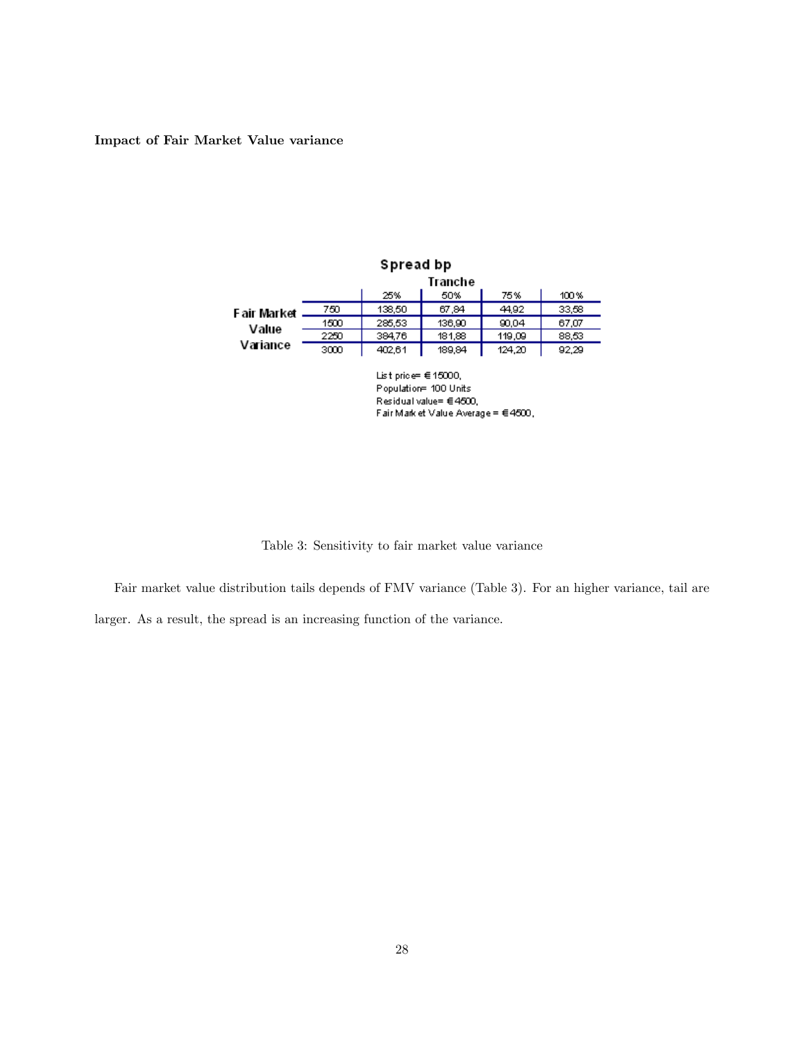**Impact of Fair Market Value variance**

**Spread bp**

| | | Tranche | | | |
|---|---|---|---|---|---|
| | | 25% | 50% | 75% | 100% |
| Fair Market Value Variance | 750 | 138,50 | 67,84 | 44,92 | 33,58 |
| | 1500 | 285,53 | 136,90 | 90,04 | 67,07 |
| | 2250 | 384,76 | 181,88 | 119,09 | 88,53 |
| | 3000 | 402,61 | 189,84 | 124,20 | 92,29 |

List price= €15000,
Population= 100 Units
Residual value= €4500,
Fair Market Value Average = €4500,

Table 3: Sensitivity to fair market value variance

Fair market value distribution tails depends of FMV variance (Table 3). For an higher variance, tail are larger. As a result, the spread is an increasing function of the variance.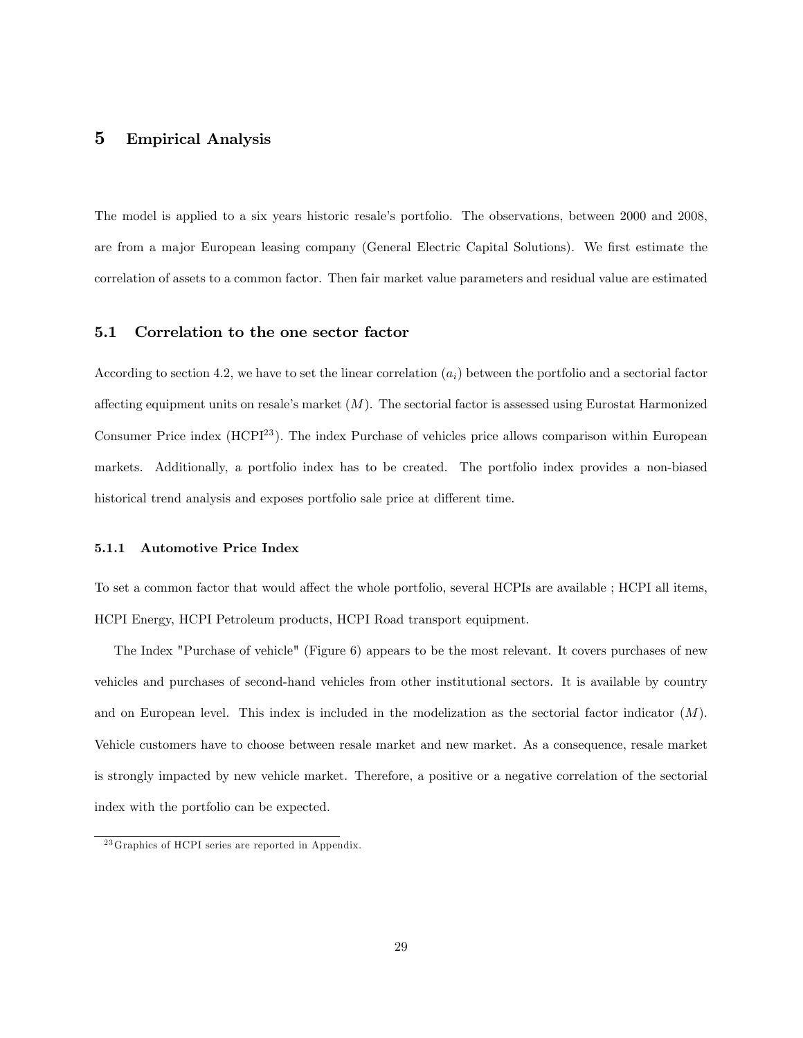# 5 Empirical Analysis

The model is applied to a six years historic resale's portfolio. The observations, between 2000 and 2008, are from a major European leasing company (General Electric Capital Solutions). We first estimate the correlation of assets to a common factor. Then fair market value parameters and residual value are estimated

## 5.1 Correlation to the one sector factor

According to section 4.2, we have to set the linear correlation ($a_i$) between the portfolio and a sectorial factor affecting equipment units on resale's market ($M$). The sectorial factor is assessed using Eurostat Harmonized Consumer Price index (HCPI[23]). The index Purchase of vehicles price allows comparison within European markets. Additionally, a portfolio index has to be created. The portfolio index provides a non-biased historical trend analysis and exposes portfolio sale price at different time.

### 5.1.1 Automotive Price Index

To set a common factor that would affect the whole portfolio, several HCPIs are available ; HCPI all items, HCPI Energy, HCPI Petroleum products, HCPI Road transport equipment.

The Index "Purchase of vehicle" (Figure 6) appears to be the most relevant. It covers purchases of new vehicles and purchases of second-hand vehicles from other institutional sectors. It is available by country and on European level. This index is included in the modelization as the sectorial factor indicator ($M$). Vehicle customers have to choose between resale market and new market. As a consequence, resale market is strongly impacted by new vehicle market. Therefore, a positive or a negative correlation of the sectorial index with the portfolio can be expected.

[23] Graphics of HCPI series are reported in Appendix.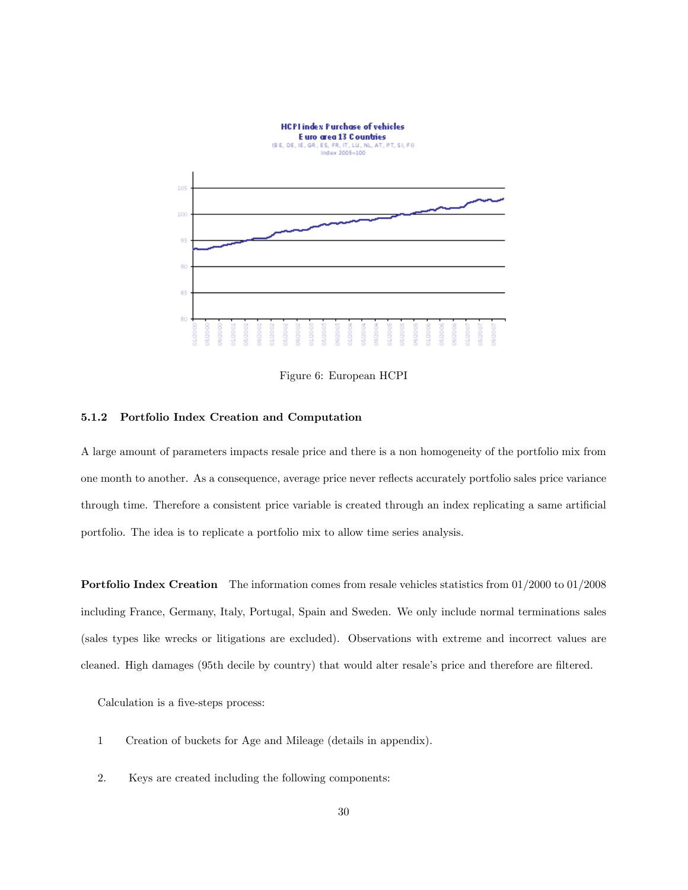Figure 6: European HCPI

### 5.1.2 Portfolio Index Creation and Computation

A large amount of parameters impacts resale price and there is a non homogeneity of the portfolio mix from one month to another. As a consequence, average price never reflects accurately portfolio sales price variance through time. Therefore a consistent price variable is created through an index replicating a same artificial portfolio. The idea is to replicate a portfolio mix to allow time series analysis.

**Portfolio Index Creation** The information comes from resale vehicles statistics from 01/2000 to 01/2008 including France, Germany, Italy, Portugal, Spain and Sweden. We only include normal terminations sales (sales types like wrecks or litigations are excluded). Observations with extreme and incorrect values are cleaned. High damages (95th decile by country) that would alter resale's price and therefore are filtered.

Calculation is a five-steps process:

1 Creation of buckets for Age and Mileage (details in appendix).

2. Keys are created including the following components: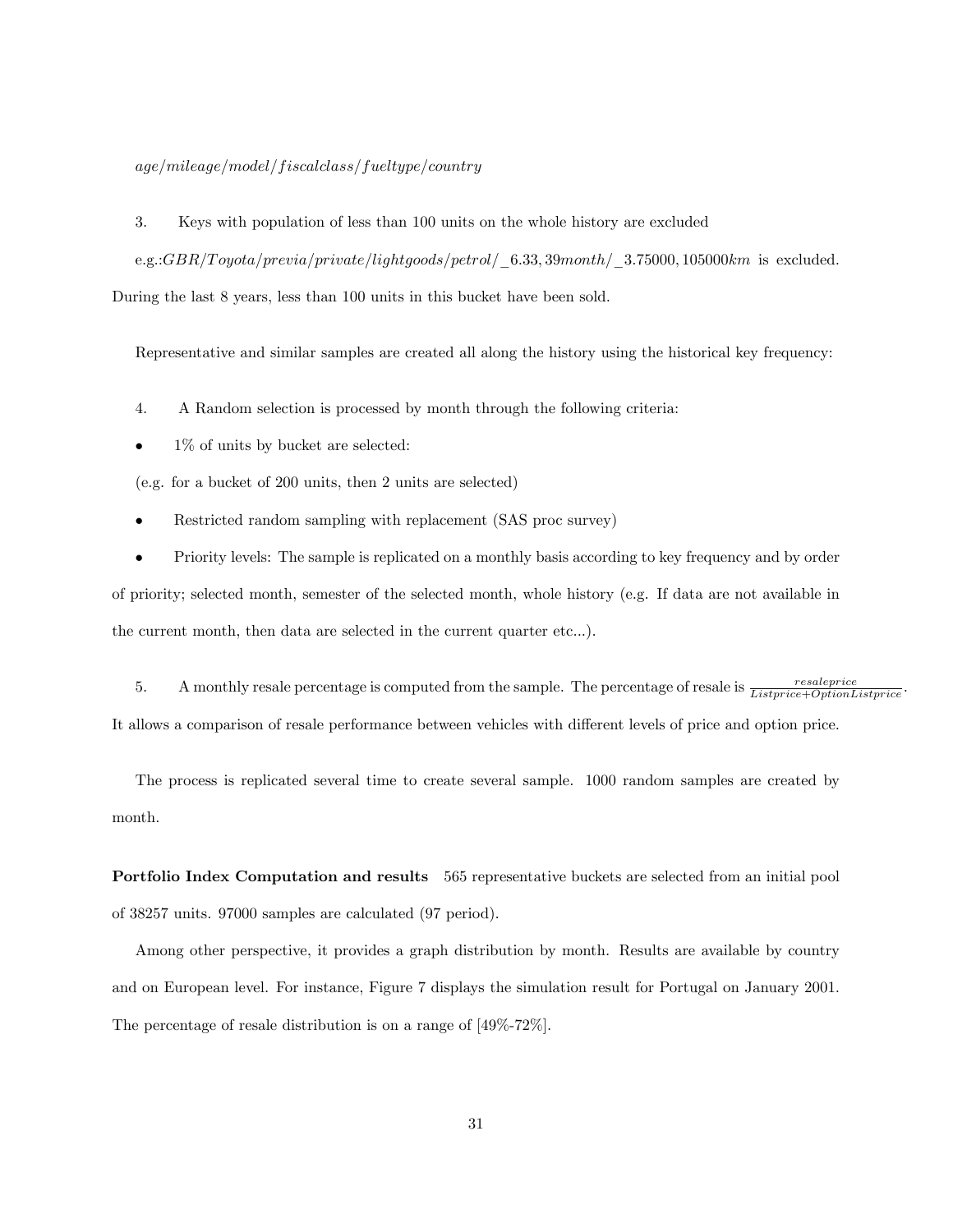$age/mileage/model/fiscalclass/fueltype/country$

3. Keys with population of less than 100 units on the whole history are excluded

e.g.:$GBR/Toyota/previa/private/lightgoods/petrol/\_6.33, 39month/\_3.75000, 105000km$ is excluded. During the last 8 years, less than 100 units in this bucket have been sold.

Representative and similar samples are created all along the history using the historical key frequency:

4. A Random selection is processed by month through the following criteria:

- 1% of units by bucket are selected:

(e.g. for a bucket of 200 units, then 2 units are selected)

- Restricted random sampling with replacement (SAS proc survey)

- Priority levels: The sample is replicated on a monthly basis according to key frequency and by order of priority; selected month, semester of the selected month, whole history (e.g. If data are not available in the current month, then data are selected in the current quarter etc...).

5. A monthly resale percentage is computed from the sample. The percentage of resale is $\frac{resaleprice}{Listprice+OptionListprice}$. It allows a comparison of resale performance between vehicles with different levels of price and option price.

The process is replicated several time to create several sample. 1000 random samples are created by month.

**Portfolio Index Computation and results** 565 representative buckets are selected from an initial pool of 38257 units. 97000 samples are calculated (97 period).

Among other perspective, it provides a graph distribution by month. Results are available by country and on European level. For instance, Figure 7 displays the simulation result for Portugal on January 2001. The percentage of resale distribution is on a range of [49%-72%].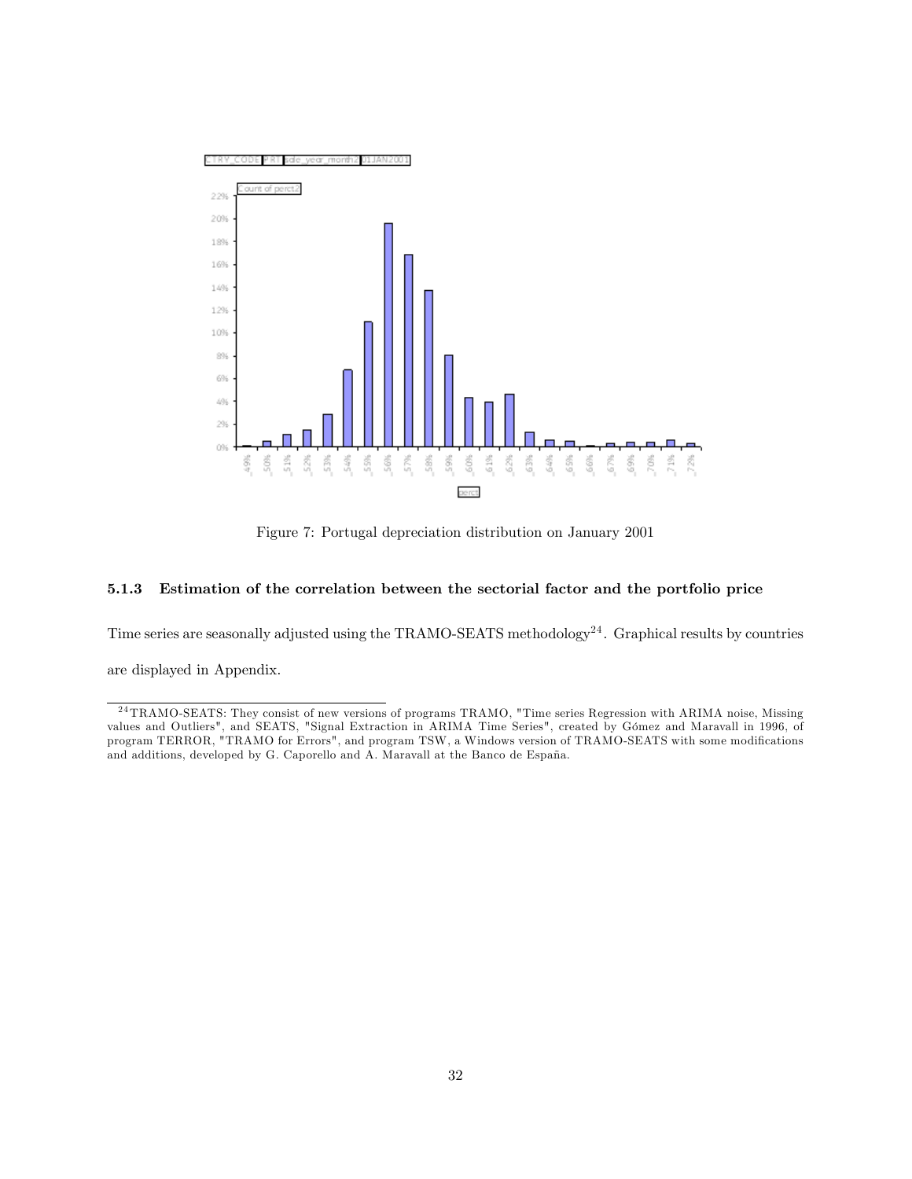Figure 7: Portugal depreciation distribution on January 2001

### 5.1.3 Estimation of the correlation between the sectorial factor and the portfolio price

Time series are seasonally adjusted using the TRAMO-SEATS methodology[24]. Graphical results by countries are displayed in Appendix.

[24] TRAMO-SEATS: They consist of new versions of programs TRAMO, "Time series Regression with ARIMA noise, Missing values and Outliers", and SEATS, "Signal Extraction in ARIMA Time Series", created by Gómez and Maravall in 1996, of program TERROR, "TRAMO for Errors", and program TSW, a Windows version of TRAMO-SEATS with some modifications and additions, developed by G. Caporello and A. Maravall at the Banco de España.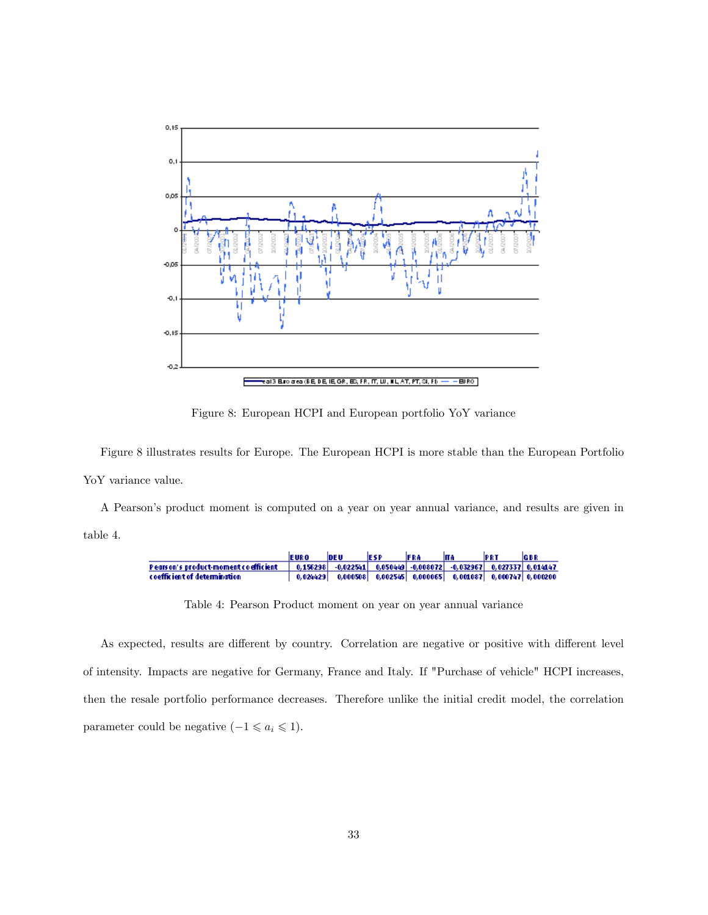Figure 8: European HCPI and European portfolio YoY variance

Figure 8 illustrates results for Europe. The European HCPI is more stable than the European Portfolio YoY variance value.

A Pearson's product moment is computed on a year on year annual variance, and results are given in table 4.

| | EURO | DEU | ESP | FRA | ITA | PRT | GBR |
|---|---|---|---|---|---|---|---|
| Pearson's product-moment coefficient | 0,156298 | -0,022541 | 0,050449 | -0,008072 | -0,032967 | 0,027337 | 0,014147 |
| coefficient of determination | 0,024429 | 0,000508 | 0,002545 | 0,000065 | 0,001087 | 0,000747 | 0,000200 |

Table 4: Pearson Product moment on year on year annual variance

As expected, results are different by country. Correlation are negative or positive with different level of intensity. Impacts are negative for Germany, France and Italy. If "Purchase of vehicle" HCPI increases, then the resale portfolio performance decreases. Therefore unlike the initial credit model, the correlation parameter could be negative ($-1 \leqslant a_i \leqslant 1$).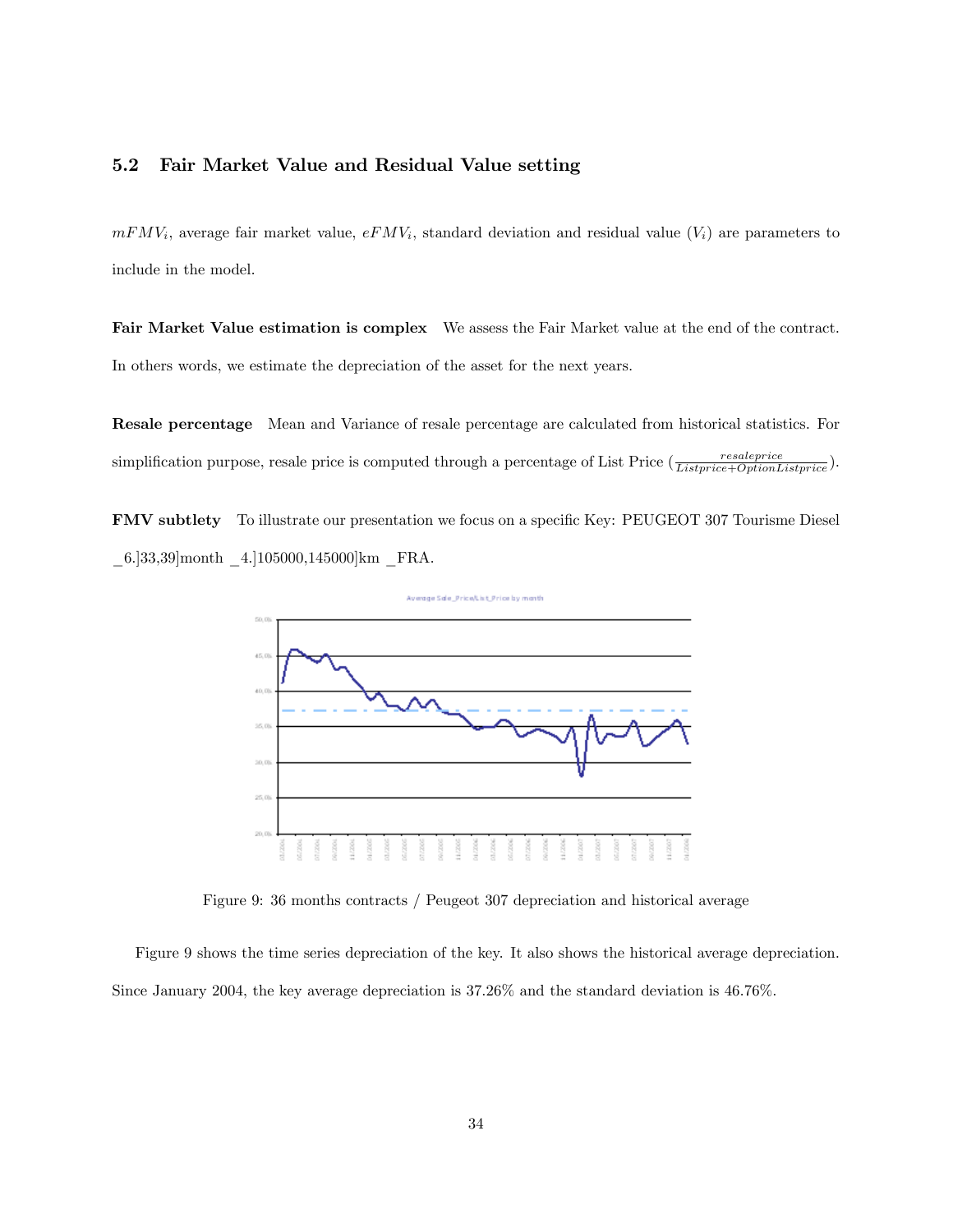## 5.2 Fair Market Value and Residual Value setting

$mFMV_i$, average fair market value, $eFMV_i$, standard deviation and residual value ($V_i$) are parameters to include in the model.

**Fair Market Value estimation is complex** We assess the Fair Market value at the end of the contract. In others words, we estimate the depreciation of the asset for the next years.

**Resale percentage** Mean and Variance of resale percentage are calculated from historical statistics. For simplification purpose, resale price is computed through a percentage of List Price ($\frac{resaleprice}{Listprice+OptionListprice}$).

**FMV subtlety** To illustrate our presentation we focus on a specific Key: PEUGEOT 307 Tourisme Diesel _6.]33,39]month _4.]105000,145000]km _FRA.

Figure 9: 36 months contracts / Peugeot 307 depreciation and historical average

Figure 9 shows the time series depreciation of the key. It also shows the historical average depreciation. Since January 2004, the key average depreciation is 37.26% and the standard deviation is 46.76%.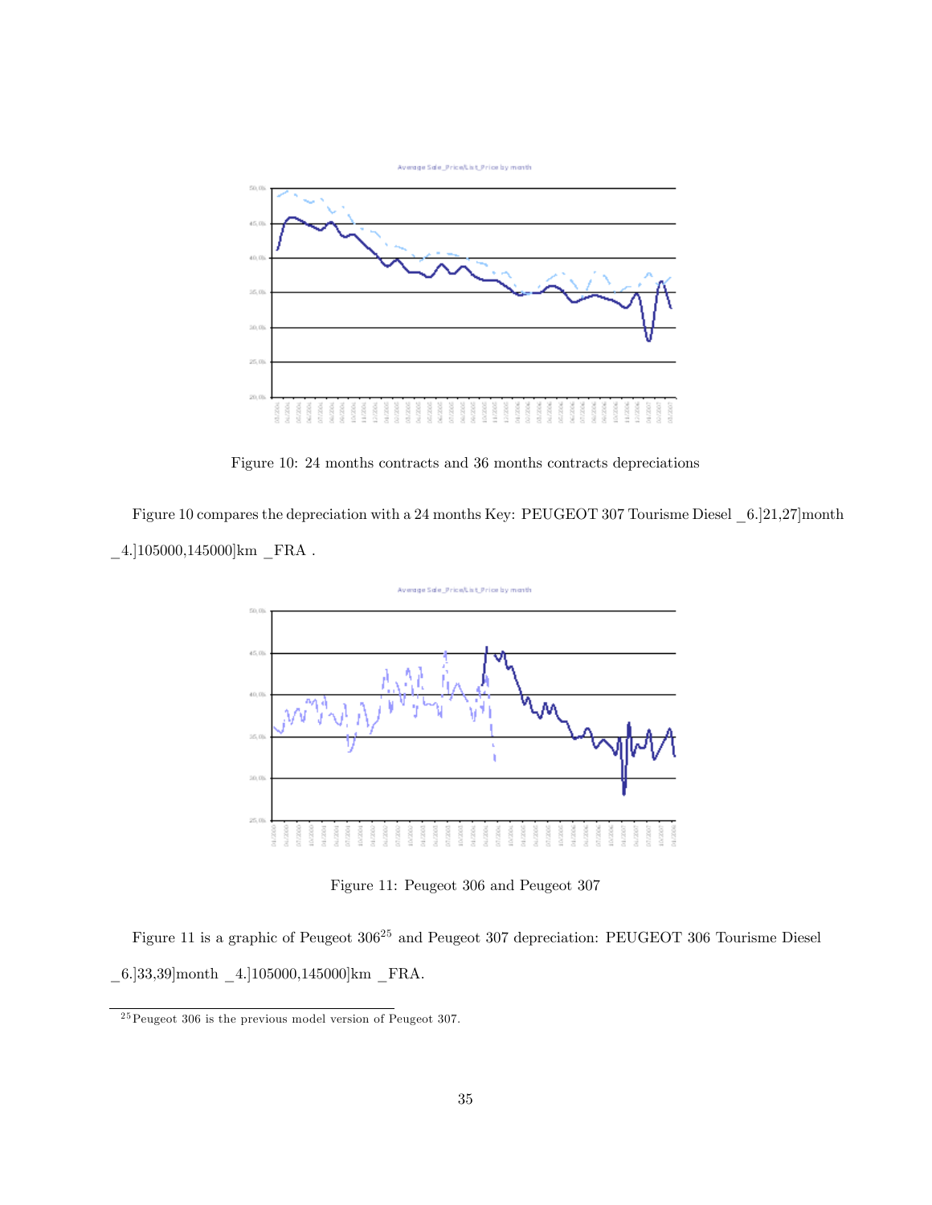Figure 10: 24 months contracts and 36 months contracts depreciations

Figure 10 compares the depreciation with a 24 months Key: PEUGEOT 307 Tourisme Diesel _6.]21,27]month _4.]105000,145000]km _FRA .

Figure 11: Peugeot 306 and Peugeot 307

Figure 11 is a graphic of Peugeot 306[25] and Peugeot 307 depreciation: PEUGEOT 306 Tourisme Diesel _6.]33,39]month _4.]105000,145000]km _FRA.

[25] Peugeot 306 is the previous model version of Peugeot 307.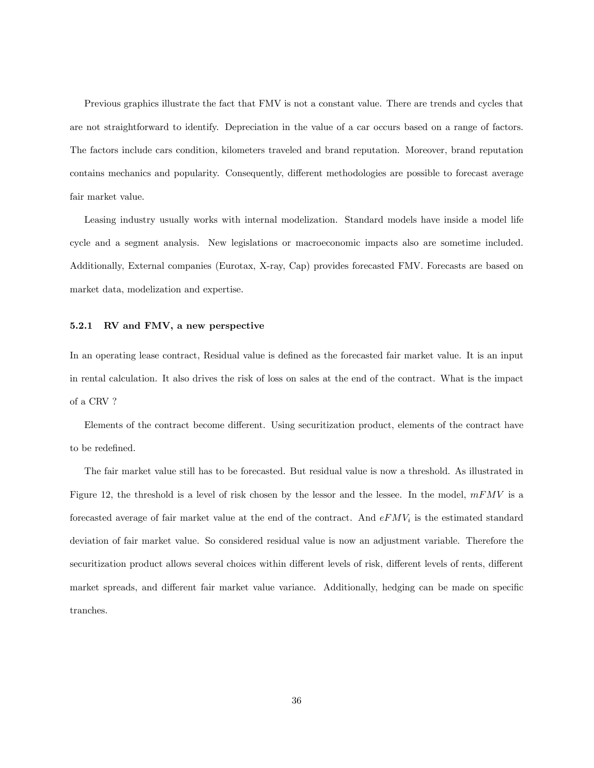Previous graphics illustrate the fact that FMV is not a constant value. There are trends and cycles that are not straightforward to identify. Depreciation in the value of a car occurs based on a range of factors. The factors include cars condition, kilometers traveled and brand reputation. Moreover, brand reputation contains mechanics and popularity. Consequently, different methodologies are possible to forecast average fair market value.

Leasing industry usually works with internal modelization. Standard models have inside a model life cycle and a segment analysis. New legislations or macroeconomic impacts also are sometime included. Additionally, External companies (Eurotax, X-ray, Cap) provides forecasted FMV. Forecasts are based on market data, modelization and expertise.

### 5.2.1 RV and FMV, a new perspective

In an operating lease contract, Residual value is defined as the forecasted fair market value. It is an input in rental calculation. It also drives the risk of loss on sales at the end of the contract. What is the impact of a CRV ?

Elements of the contract become different. Using securitization product, elements of the contract have to be redefined.

The fair market value still has to be forecasted. But residual value is now a threshold. As illustrated in Figure 12, the threshold is a level of risk chosen by the lessor and the lessee. In the model, $mFMV$ is a forecasted average of fair market value at the end of the contract. And $eFMV_i$ is the estimated standard deviation of fair market value. So considered residual value is now an adjustment variable. Therefore the securitization product allows several choices within different levels of risk, different levels of rents, different market spreads, and different fair market value variance. Additionally, hedging can be made on specific tranches.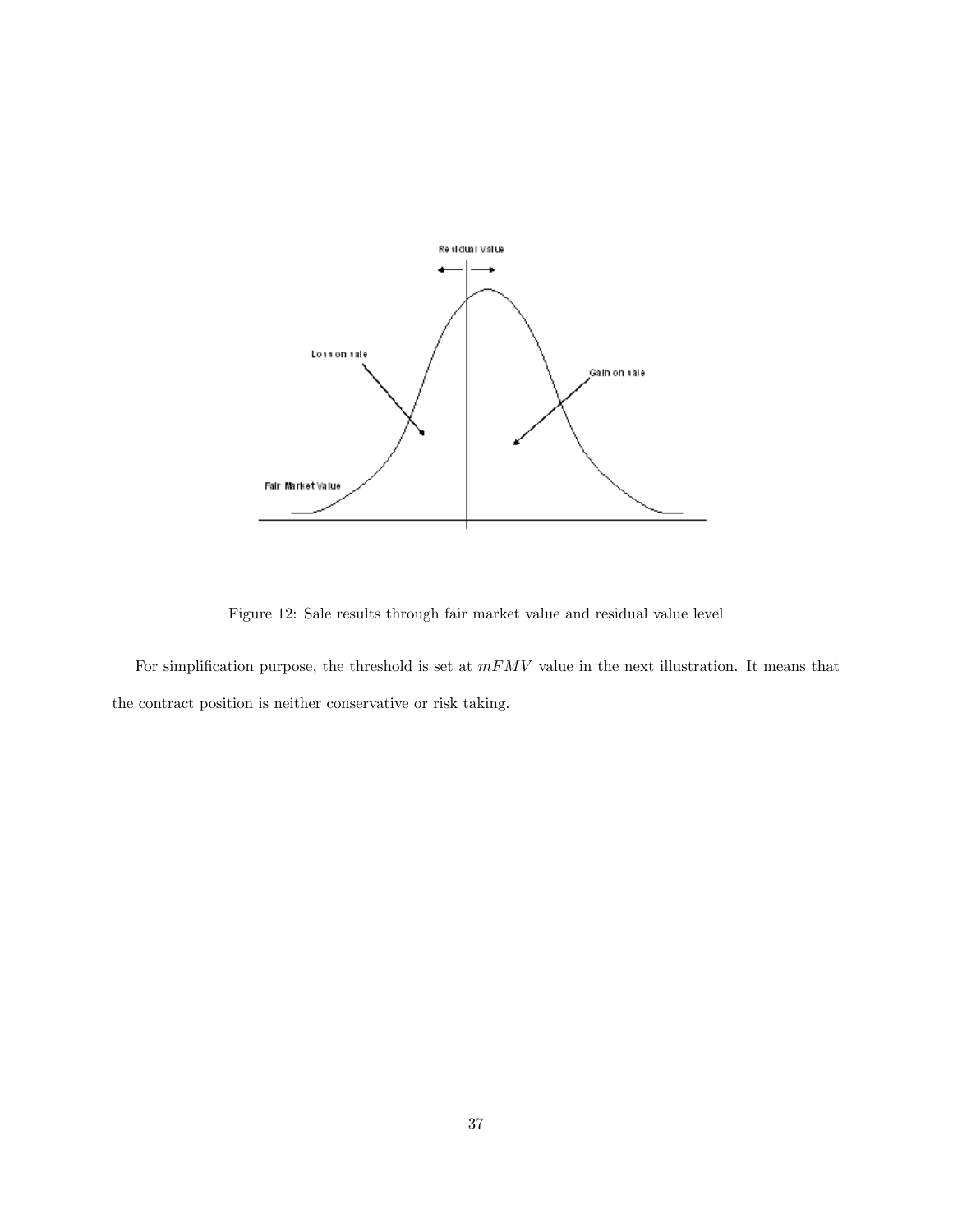Figure 12: Sale results through fair market value and residual value level

For simplification purpose, the threshold is set at $mFMV$ value in the next illustration. It means that the contract position is neither conservative or risk taking.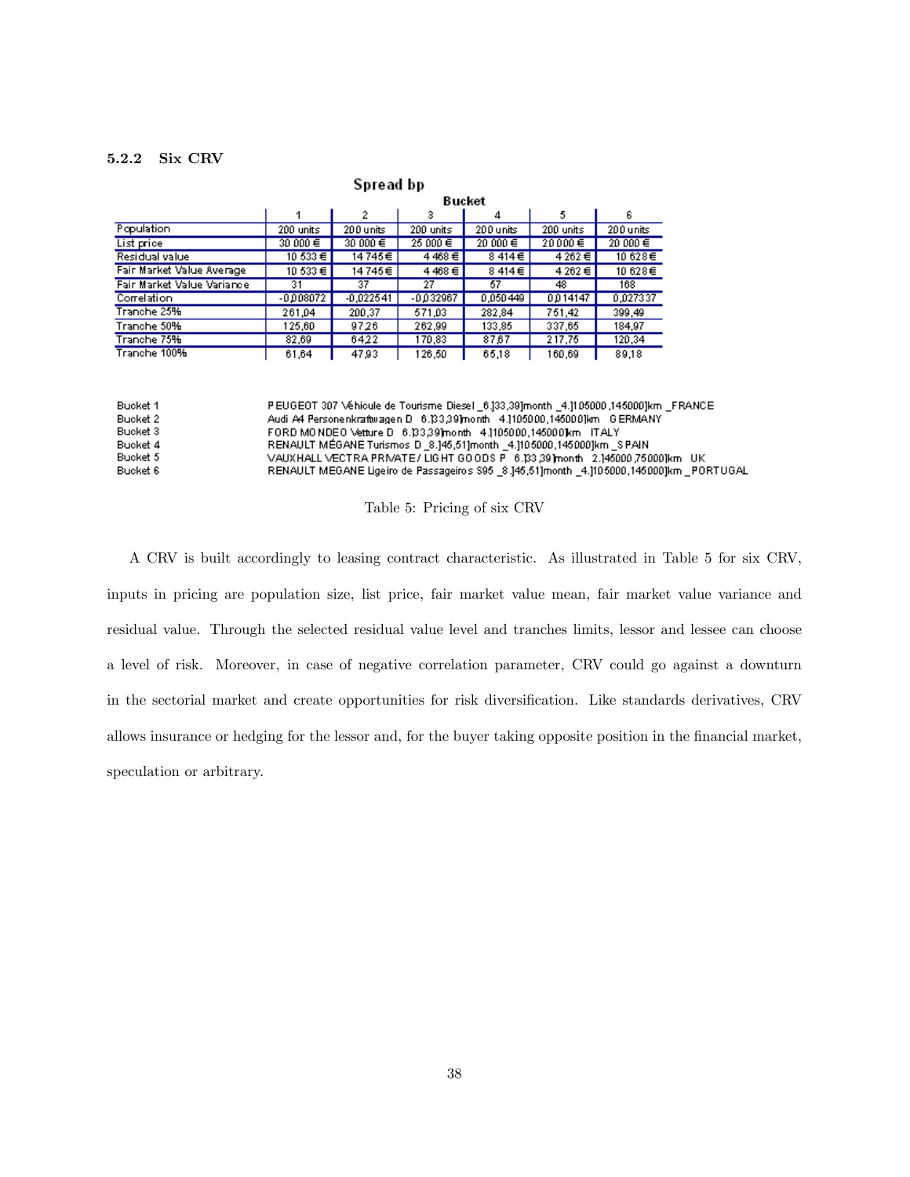### 5.2.2 Six CRV

| Spread bp | | | | | | |
|---|---|---|---|---|---|---|
| | Bucket | | | | | |
| | 1 | 2 | 3 | 4 | 5 | 6 |
| Population | 200 units | 200 units | 200 units | 200 units | 200 units | 200 units |
| List price | 30 000 € | 30 000 € | 25 000 € | 20 000 € | 20 000 € | 20 000 € |
| Residual value | 10 533 € | 14 745 € | 4 468 € | 8 414 € | 4 262 € | 10 628 € |
| Fair Market Value Average | 10 533 € | 14 745 € | 4 468 € | 8 414 € | 4 262 € | 10 628 € |
| Fair Market Value Variance | 31 | 37 | 27 | 57 | 48 | 168 |
| Correlation | -0,008072 | -0,022541 | -0,032967 | 0,050449 | 0,014147 | 0,027337 |
| Tranche 25% | 261,04 | 200,37 | 571,03 | 282,84 | 751,42 | 399,49 |
| Tranche 50% | 125,60 | 97,26 | 262,99 | 133,85 | 337,65 | 184,97 |
| Tranche 75% | 82,69 | 64,22 | 170,83 | 87,67 | 217,75 | 120,34 |
| Tranche 100% | 61,64 | 47,93 | 126,50 | 65,18 | 160,69 | 89,18 |

| | |
|---|---|
| Bucket 1 | PEUGEOT 307 Véhicule de Tourisme Diesel _6.]33,39]month _4.]105000,145000]km _FRANCE |
| Bucket 2 | Audi A4 Personenkraftwagen D 6.]33,39]month 4.]105000,145000]km GERMANY |
| Bucket 3 | FORD MONDEO Vetture D 6.]33,39]month 4.]105000,145000]km ITALY |
| Bucket 4 | RENAULT MÉGANE Turismos D _8.]45,51]month _4.]105000,145000]km _SPAIN |
| Bucket 5 | VAUXHALL VECTRA PRIVATE / LIGHT GOODS P 6.]33,39]month 2.]45000,75000]km UK |
| Bucket 6 | RENAULT MEGANE Ligeiro de Passageiros S95 _8.]45,51]month _4.]105000,145000]km _PORTUGAL |

Table 5: Pricing of six CRV

A CRV is built accordingly to leasing contract characteristic. As illustrated in Table 5 for six CRV, inputs in pricing are population size, list price, fair market value mean, fair market value variance and residual value. Through the selected residual value level and tranches limits, lessor and lessee can choose a level of risk. Moreover, in case of negative correlation parameter, CRV could go against a downturn in the sectorial market and create opportunities for risk diversification. Like standards derivatives, CRV allows insurance or hedging for the lessor and, for the buyer taking opposite position in the financial market, speculation or arbitrary.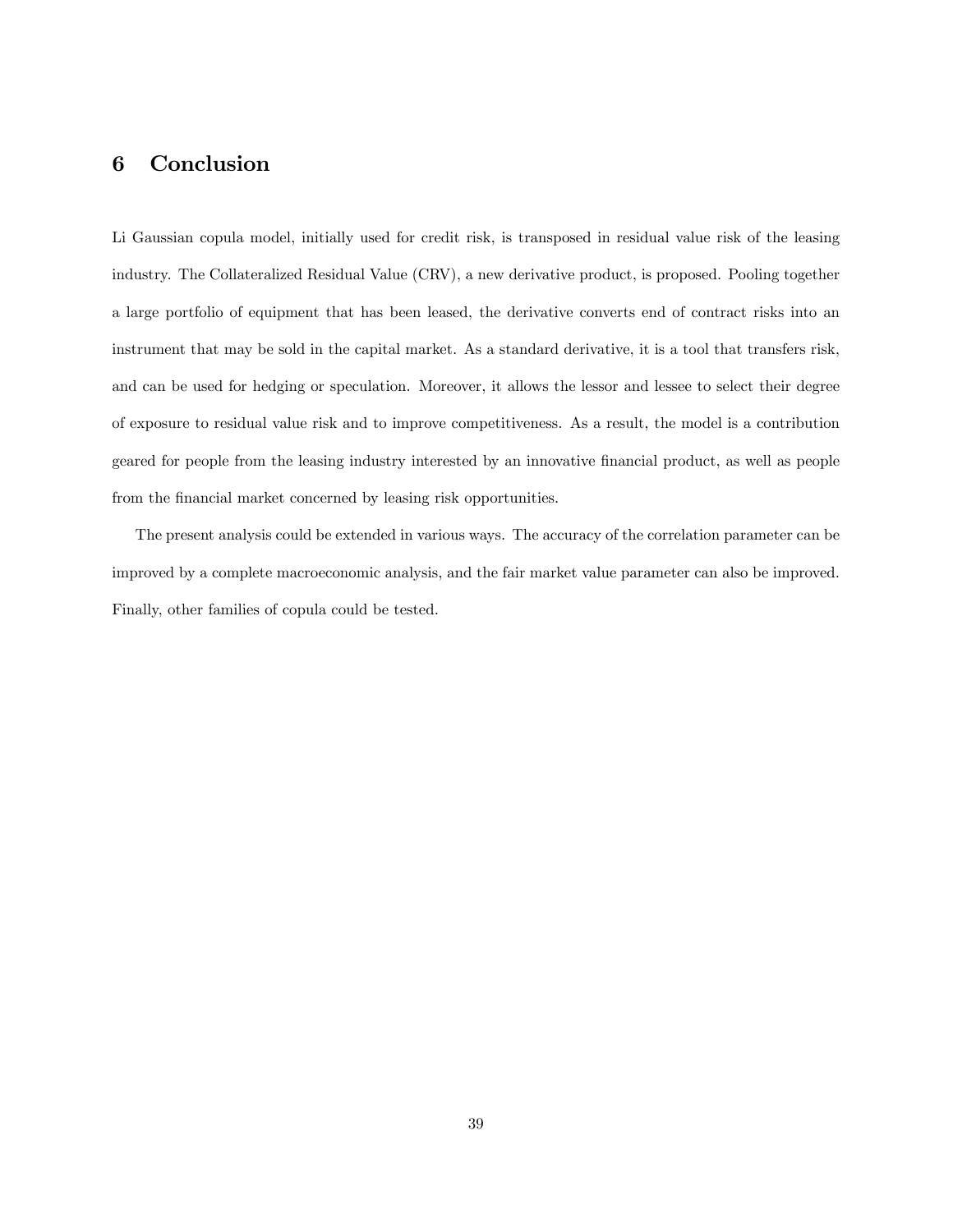## 6 Conclusion

Li Gaussian copula model, initially used for credit risk, is transposed in residual value risk of the leasing industry. The Collateralized Residual Value (CRV), a new derivative product, is proposed. Pooling together a large portfolio of equipment that has been leased, the derivative converts end of contract risks into an instrument that may be sold in the capital market. As a standard derivative, it is a tool that transfers risk, and can be used for hedging or speculation. Moreover, it allows the lessor and lessee to select their degree of exposure to residual value risk and to improve competitiveness. As a result, the model is a contribution geared for people from the leasing industry interested by an innovative financial product, as well as people from the financial market concerned by leasing risk opportunities.

The present analysis could be extended in various ways. The accuracy of the correlation parameter can be improved by a complete macroeconomic analysis, and the fair market value parameter can also be improved. Finally, other families of copula could be tested.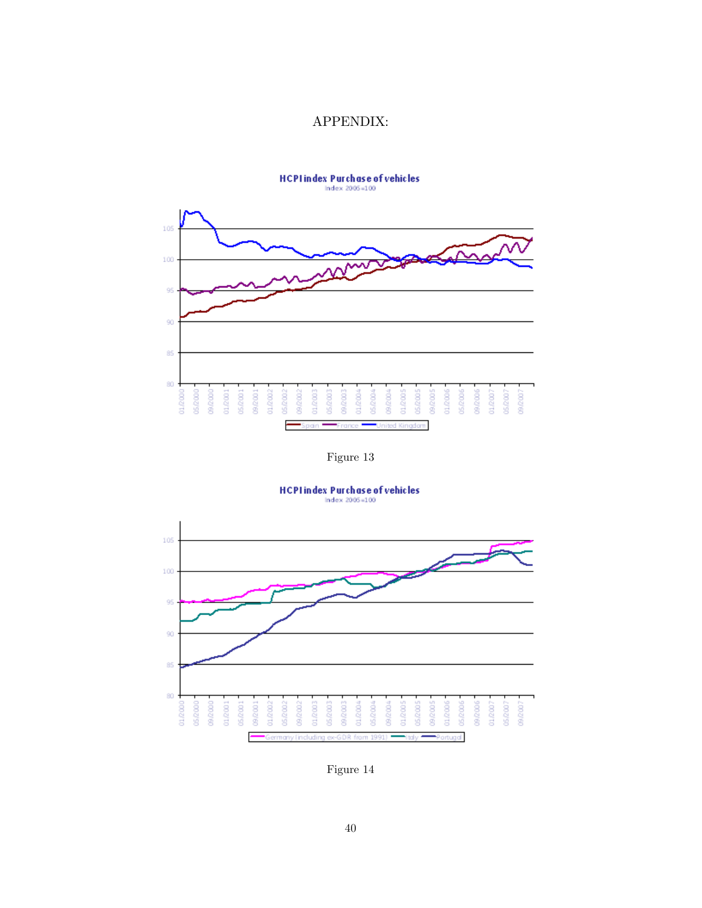# APPENDIX:

Figure 13

Figure 14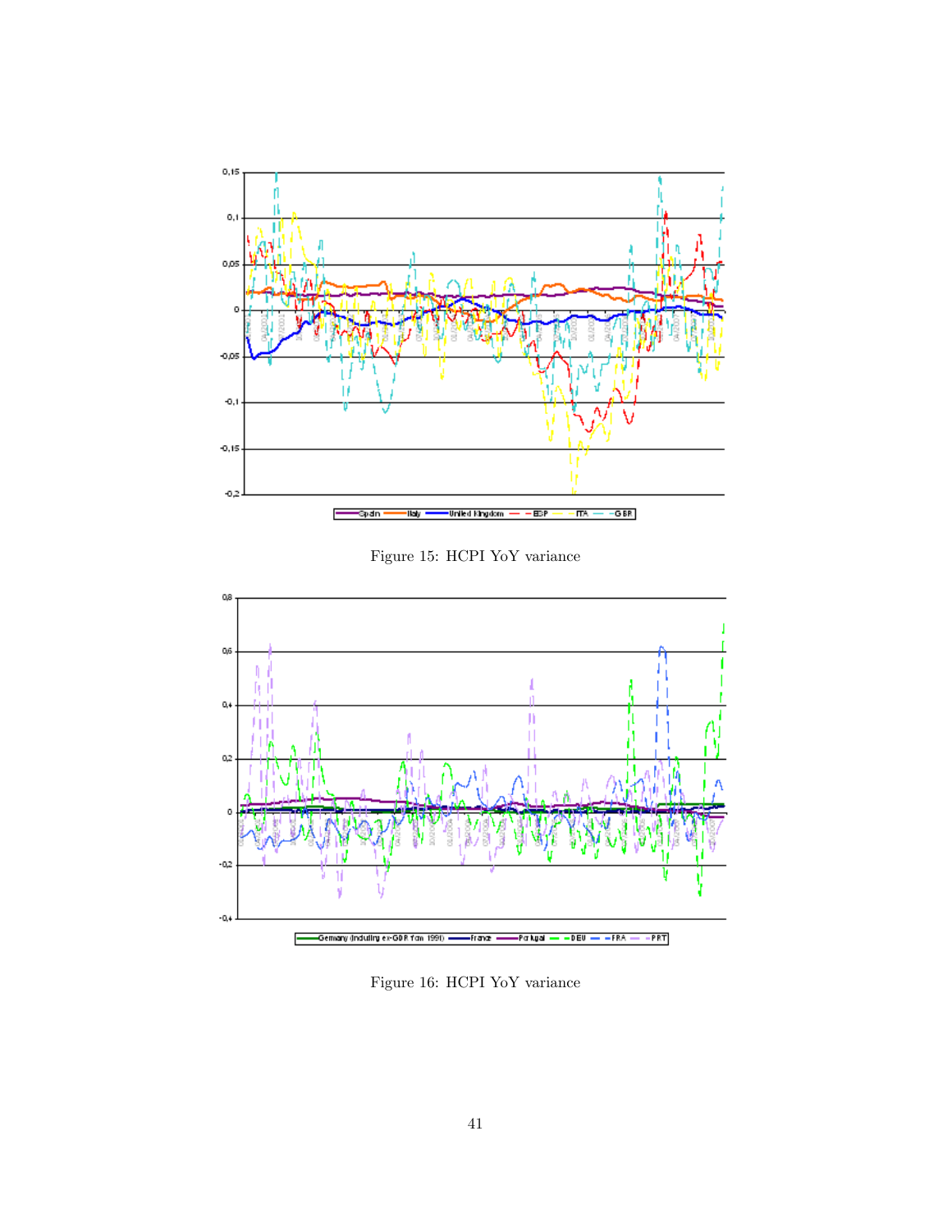Figure 15: HCPI YoY variance

Figure 16: HCPI YoY variance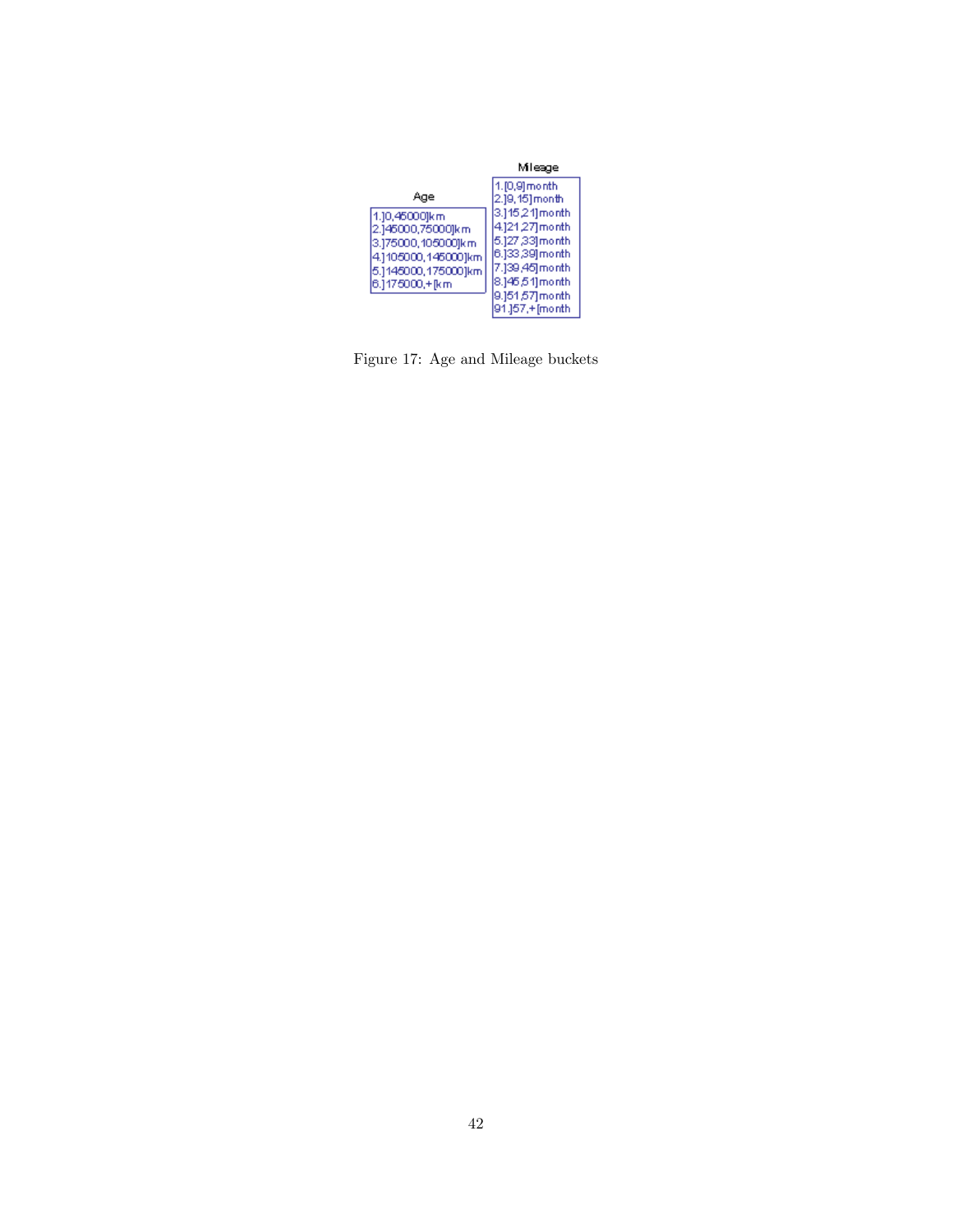| Age |
| --- |
| 1.]0,45000]km |
| 2.]45000,75000]km |
| 3.]75000,105000]km |
| 4.]105000,145000]km |
| 5.]145000,175000]km |
| 6.]175000,+[km |

| Mileage |
| --- |
| 1.[0,9]month |
| 2.]9,15]month |
| 3.]15,21]month |
| 4.]21,27]month |
| 5.]27,33]month |
| 6.]33,39]month |
| 7.]39,45]month |
| 8.]45,51]month |
| 9.]51,57]month |
| 91.]57,+[month |

Figure 17: Age and Mileage buckets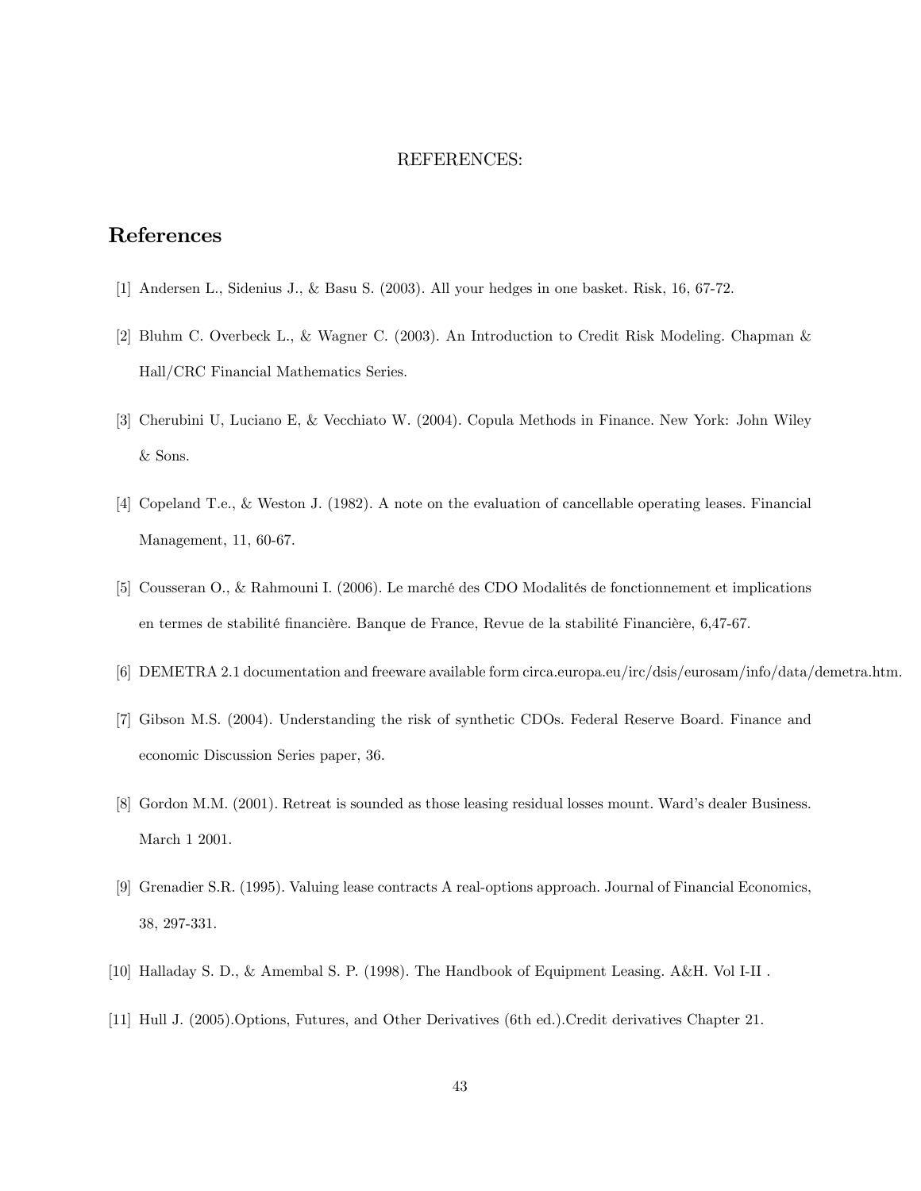REFERENCES:

# References

[1] Andersen L., Sidenius J., & Basu S. (2003). All your hedges in one basket. Risk, 16, 67-72.

[2] Bluhm C. Overbeck L., & Wagner C. (2003). An Introduction to Credit Risk Modeling. Chapman & Hall/CRC Financial Mathematics Series.

[3] Cherubini U, Luciano E, & Vecchiato W. (2004). Copula Methods in Finance. New York: John Wiley & Sons.

[4] Copeland T.e., & Weston J. (1982). A note on the evaluation of cancellable operating leases. Financial Management, 11, 60-67.

[5] Cousseran O., & Rahmouni I. (2006). Le marché des CDO Modalités de fonctionnement et implications en termes de stabilité financière. Banque de France, Revue de la stabilité Financière, 6,47-67.

[6] DEMETRA 2.1 documentation and freeware available form circa.europa.eu/irc/dsis/eurosam/info/data/demetra.htm.

[7] Gibson M.S. (2004). Understanding the risk of synthetic CDOs. Federal Reserve Board. Finance and economic Discussion Series paper, 36.

[8] Gordon M.M. (2001). Retreat is sounded as those leasing residual losses mount. Ward's dealer Business. March 1 2001.

[9] Grenadier S.R. (1995). Valuing lease contracts A real-options approach. Journal of Financial Economics, 38, 297-331.

[10] Halladay S. D., & Amembal S. P. (1998). The Handbook of Equipment Leasing. A&H. Vol I-II .

[11] Hull J. (2005).Options, Futures, and Other Derivatives (6th ed.).Credit derivatives Chapter 21.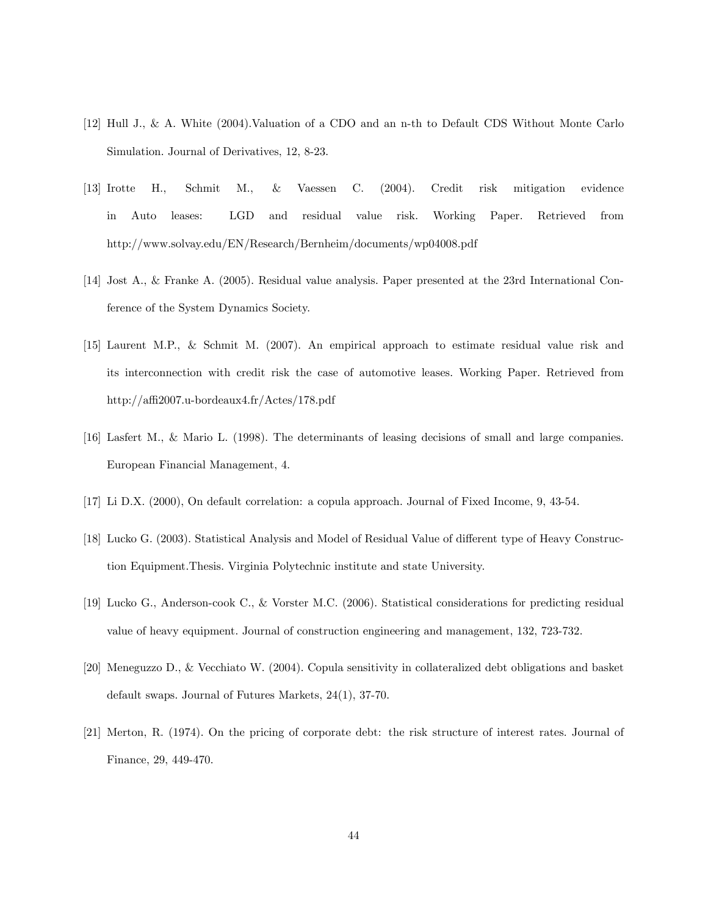[12] Hull J., & A. White (2004).Valuation of a CDO and an n-th to Default CDS Without Monte Carlo Simulation. Journal of Derivatives, 12, 8-23.

[13] Irotte H., Schmit M., & Vaessen C. (2004). Credit risk mitigation evidence in Auto leases: LGD and residual value risk. Working Paper. Retrieved from http://www.solvay.edu/EN/Research/Bernheim/documents/wp04008.pdf

[14] Jost A., & Franke A. (2005). Residual value analysis. Paper presented at the 23rd International Conference of the System Dynamics Society.

[15] Laurent M.P., & Schmit M. (2007). An empirical approach to estimate residual value risk and its interconnection with credit risk the case of automotive leases. Working Paper. Retrieved from http://affi2007.u-bordeaux4.fr/Actes/178.pdf

[16] Lasfert M., & Mario L. (1998). The determinants of leasing decisions of small and large companies. European Financial Management, 4.

[17] Li D.X. (2000), On default correlation: a copula approach. Journal of Fixed Income, 9, 43-54.

[18] Lucko G. (2003). Statistical Analysis and Model of Residual Value of different type of Heavy Construction Equipment.Thesis. Virginia Polytechnic institute and state University.

[19] Lucko G., Anderson-cook C., & Vorster M.C. (2006). Statistical considerations for predicting residual value of heavy equipment. Journal of construction engineering and management, 132, 723-732.

[20] Meneguzzo D., & Vecchiato W. (2004). Copula sensitivity in collateralized debt obligations and basket default swaps. Journal of Futures Markets, 24(1), 37-70.

[21] Merton, R. (1974). On the pricing of corporate debt: the risk structure of interest rates. Journal of Finance, 29, 449-470.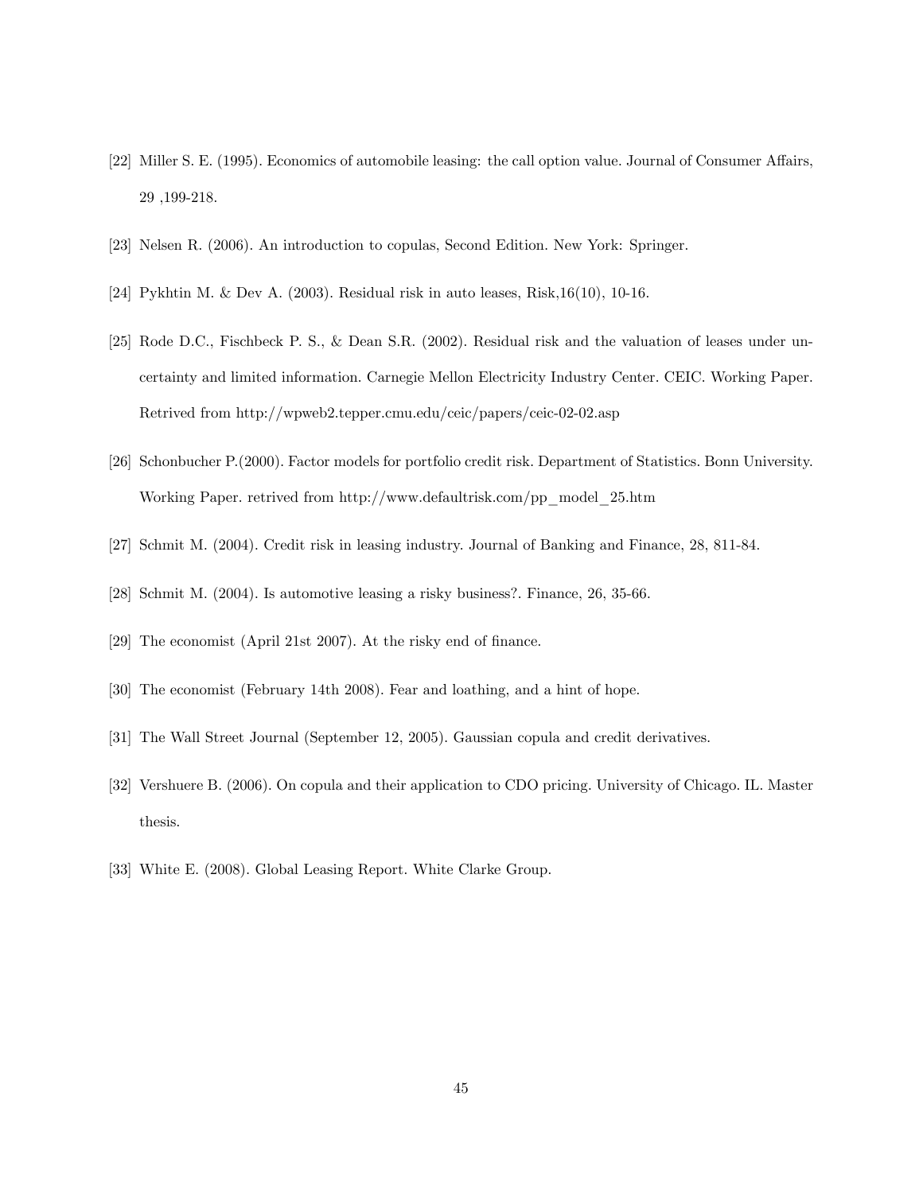[22] Miller S. E. (1995). Economics of automobile leasing: the call option value. Journal of Consumer Affairs, 29 ,199-218.

[23] Nelsen R. (2006). An introduction to copulas, Second Edition. New York: Springer.

[24] Pykhtin M. & Dev A. (2003). Residual risk in auto leases, Risk,16(10), 10-16.

[25] Rode D.C., Fischbeck P. S., & Dean S.R. (2002). Residual risk and the valuation of leases under uncertainty and limited information. Carnegie Mellon Electricity Industry Center. CEIC. Working Paper. Retrived from http://wpweb2.tepper.cmu.edu/ceic/papers/ceic-02-02.asp

[26] Schonbucher P.(2000). Factor models for portfolio credit risk. Department of Statistics. Bonn University. Working Paper. retrived from http://www.defaultrisk.com/pp_model_25.htm

[27] Schmit M. (2004). Credit risk in leasing industry. Journal of Banking and Finance, 28, 811-84.

[28] Schmit M. (2004). Is automotive leasing a risky business?. Finance, 26, 35-66.

[29] The economist (April 21st 2007). At the risky end of finance.

[30] The economist (February 14th 2008). Fear and loathing, and a hint of hope.

[31] The Wall Street Journal (September 12, 2005). Gaussian copula and credit derivatives.

[32] Vershuere B. (2006). On copula and their application to CDO pricing. University of Chicago. IL. Master thesis.

[33] White E. (2008). Global Leasing Report. White Clarke Group.